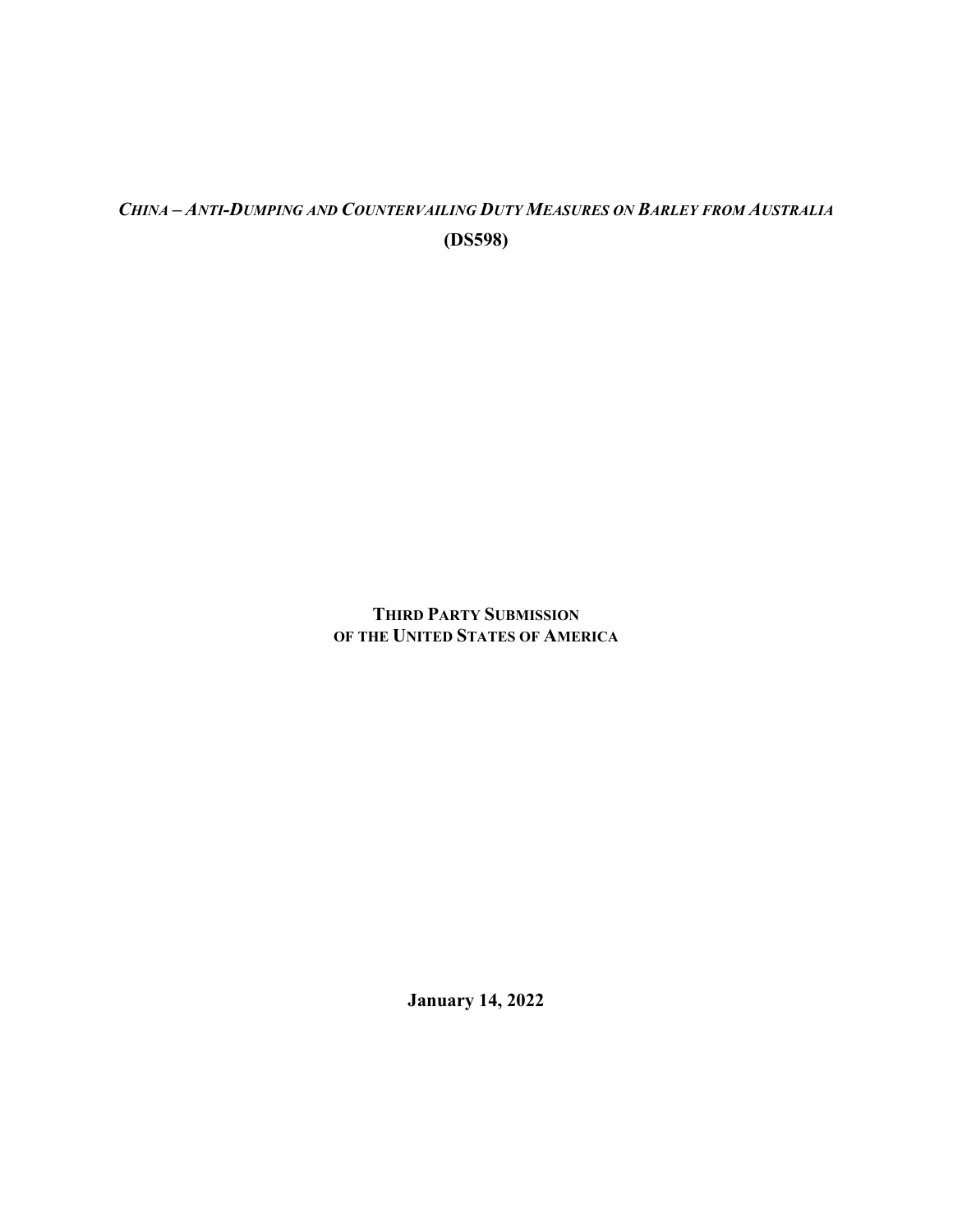*China – Anti-Dumping and Countervailing Duty Measures on Barley from Australia*

**(DS598)**

**Third Party Submission of the United States of America**

**January 14, 2022**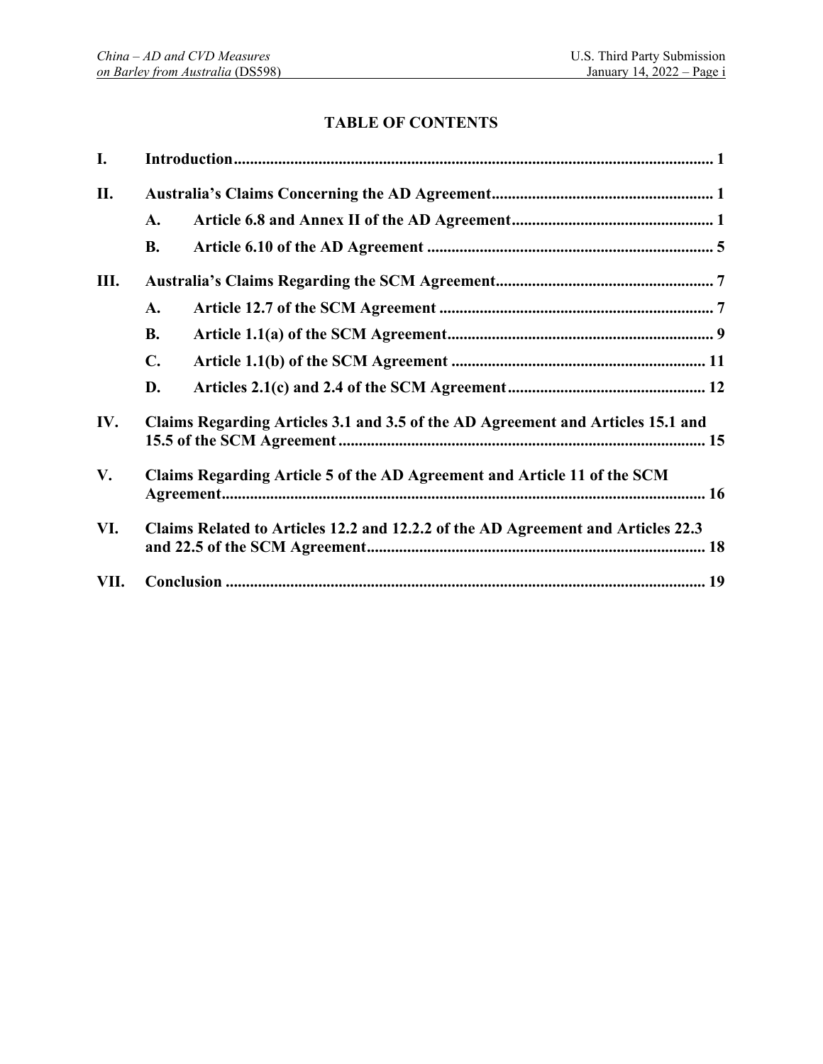## TABLE OF CONTENTS

**I. Introduction** ........................................................................................................ 1

**II. Australia's Claims Concerning the AD Agreement** ........................................................ 1

- **A. Article 6.8 and Annex II of the AD Agreement** .................................................. 1
- **B. Article 6.10 of the AD Agreement** ...................................................................... 5

**III. Australia's Claims Regarding the SCM Agreement** ...................................................... 7

- **A. Article 12.7 of the SCM Agreement** .................................................................... 7
- **B. Article 1.1(a) of the SCM Agreement** .................................................................. 9
- **C. Article 1.1(b) of the SCM Agreement** ................................................................ 11
- **D. Articles 2.1(c) and 2.4 of the SCM Agreement** ................................................. 12

**IV. Claims Regarding Articles 3.1 and 3.5 of the AD Agreement and Articles 15.1 and 15.5 of the SCM Agreement** ........................................................................................... 15

**V. Claims Regarding Article 5 of the AD Agreement and Article 11 of the SCM Agreement** ........................................................................................................ 16

**VI. Claims Related to Articles 12.2 and 12.2.2 of the AD Agreement and Articles 22.3 and 22.5 of the SCM Agreement** .................................................................................. 18

**VII. Conclusion** ....................................................................................................... 19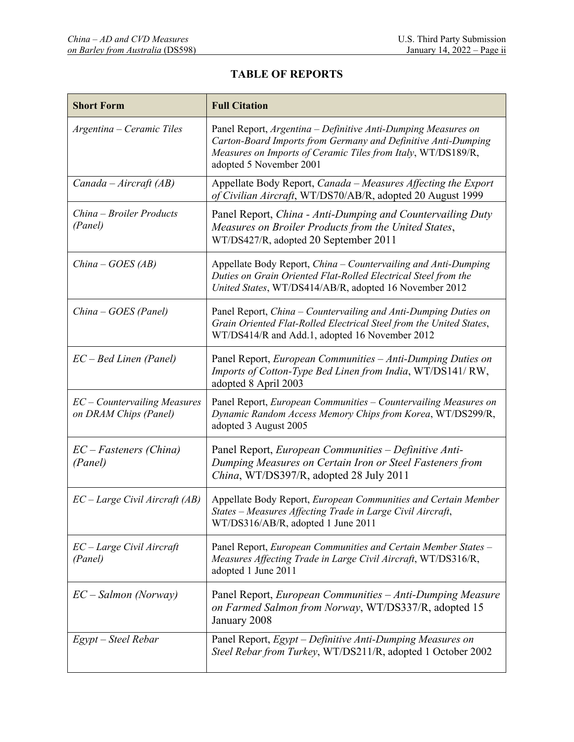## TABLE OF REPORTS

| Short Form | Full Citation |
|---|---|
| *Argentina – Ceramic Tiles* | Panel Report, *Argentina – Definitive Anti-Dumping Measures on Carton-Board Imports from Germany and Definitive Anti-Dumping Measures on Imports of Ceramic Tiles from Italy*, WT/DS189/R, adopted 5 November 2001 |
| *Canada – Aircraft (AB)* | Appellate Body Report, *Canada – Measures Affecting the Export of Civilian Aircraft*, WT/DS70/AB/R, adopted 20 August 1999 |
| *China – Broiler Products (Panel)* | Panel Report, *China - Anti-Dumping and Countervailing Duty Measures on Broiler Products from the United States*, WT/DS427/R, adopted 20 September 2011 |
| *China – GOES (AB)* | Appellate Body Report, *China – Countervailing and Anti-Dumping Duties on Grain Oriented Flat-Rolled Electrical Steel from the United States*, WT/DS414/AB/R, adopted 16 November 2012 |
| *China – GOES (Panel)* | Panel Report, *China – Countervailing and Anti-Dumping Duties on Grain Oriented Flat-Rolled Electrical Steel from the United States*, WT/DS414/R and Add.1, adopted 16 November 2012 |
| *EC – Bed Linen (Panel)* | Panel Report, *European Communities – Anti-Dumping Duties on Imports of Cotton-Type Bed Linen from India*, WT/DS141/ RW, adopted 8 April 2003 |
| *EC – Countervailing Measures on DRAM Chips (Panel)* | Panel Report, *European Communities – Countervailing Measures on Dynamic Random Access Memory Chips from Korea*, WT/DS299/R, adopted 3 August 2005 |
| *EC – Fasteners (China) (Panel)* | Panel Report, *European Communities – Definitive Anti-Dumping Measures on Certain Iron or Steel Fasteners from China*, WT/DS397/R, adopted 28 July 2011 |
| *EC – Large Civil Aircraft (AB)* | Appellate Body Report, *European Communities and Certain Member States – Measures Affecting Trade in Large Civil Aircraft*, WT/DS316/AB/R, adopted 1 June 2011 |
| *EC – Large Civil Aircraft (Panel)* | Panel Report, *European Communities and Certain Member States – Measures Affecting Trade in Large Civil Aircraft*, WT/DS316/R, adopted 1 June 2011 |
| *EC – Salmon (Norway)* | Panel Report, *European Communities – Anti-Dumping Measure on Farmed Salmon from Norway*, WT/DS337/R, adopted 15 January 2008 |
| *Egypt – Steel Rebar* | Panel Report, *Egypt – Definitive Anti-Dumping Measures on Steel Rebar from Turkey*, WT/DS211/R, adopted 1 October 2002 |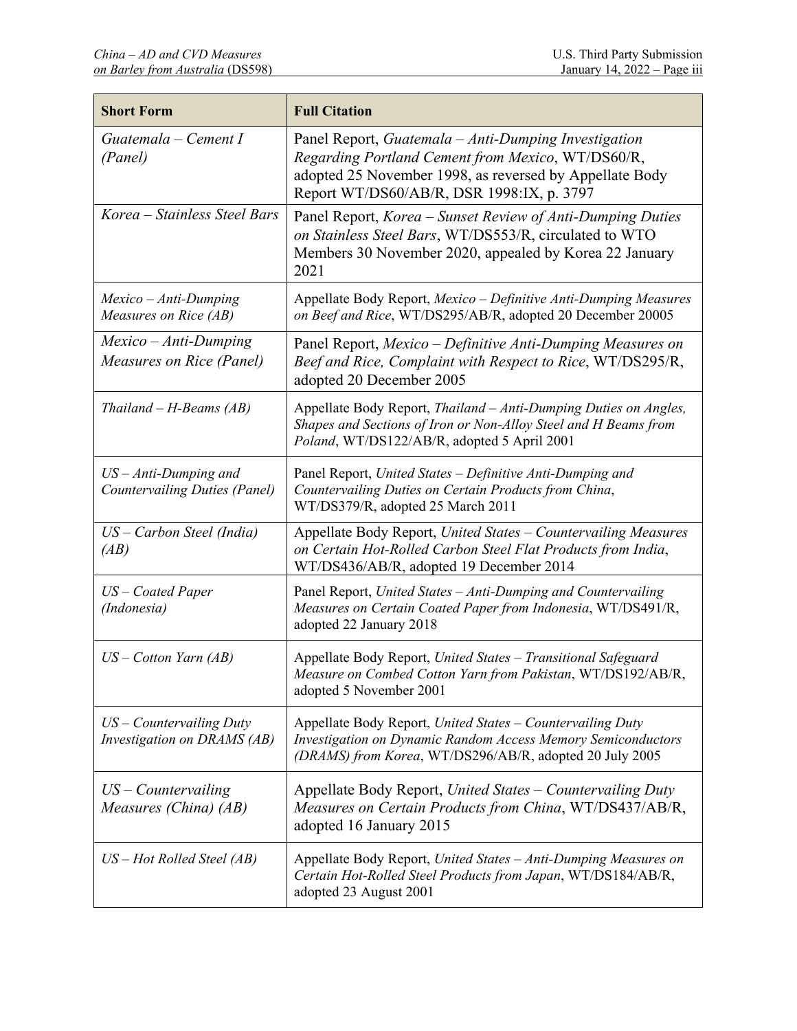| Short Form | Full Citation |
|---|---|
| *Guatemala – Cement I (Panel)* | Panel Report, *Guatemala – Anti-Dumping Investigation Regarding Portland Cement from Mexico*, WT/DS60/R, adopted 25 November 1998, as reversed by Appellate Body Report WT/DS60/AB/R, DSR 1998:IX, p. 3797 |
| *Korea – Stainless Steel Bars* | Panel Report, *Korea – Sunset Review of Anti-Dumping Duties on Stainless Steel Bars*, WT/DS553/R, circulated to WTO Members 30 November 2020, appealed by Korea 22 January 2021 |
| *Mexico – Anti-Dumping Measures on Rice (AB)* | Appellate Body Report, *Mexico – Definitive Anti-Dumping Measures on Beef and Rice*, WT/DS295/AB/R, adopted 20 December 20005 |
| *Mexico – Anti-Dumping Measures on Rice (Panel)* | Panel Report, *Mexico – Definitive Anti-Dumping Measures on Beef and Rice, Complaint with Respect to Rice*, WT/DS295/R, adopted 20 December 2005 |
| *Thailand – H-Beams (AB)* | Appellate Body Report, *Thailand – Anti-Dumping Duties on Angles, Shapes and Sections of Iron or Non-Alloy Steel and H Beams from Poland*, WT/DS122/AB/R, adopted 5 April 2001 |
| *US – Anti-Dumping and Countervailing Duties (Panel)* | Panel Report, *United States – Definitive Anti-Dumping and Countervailing Duties on Certain Products from China*, WT/DS379/R, adopted 25 March 2011 |
| *US – Carbon Steel (India) (AB)* | Appellate Body Report, *United States – Countervailing Measures on Certain Hot-Rolled Carbon Steel Flat Products from India*, WT/DS436/AB/R, adopted 19 December 2014 |
| *US – Coated Paper (Indonesia)* | Panel Report, *United States – Anti-Dumping and Countervailing Measures on Certain Coated Paper from Indonesia*, WT/DS491/R, adopted 22 January 2018 |
| *US – Cotton Yarn (AB)* | Appellate Body Report, *United States – Transitional Safeguard Measure on Combed Cotton Yarn from Pakistan*, WT/DS192/AB/R, adopted 5 November 2001 |
| *US – Countervailing Duty Investigation on DRAMS (AB)* | Appellate Body Report, *United States – Countervailing Duty Investigation on Dynamic Random Access Memory Semiconductors (DRAMS) from Korea*, WT/DS296/AB/R, adopted 20 July 2005 |
| *US – Countervailing Measures (China) (AB)* | Appellate Body Report, *United States – Countervailing Duty Measures on Certain Products from China*, WT/DS437/AB/R, adopted 16 January 2015 |
| *US – Hot Rolled Steel (AB)* | Appellate Body Report, *United States – Anti-Dumping Measures on Certain Hot-Rolled Steel Products from Japan*, WT/DS184/AB/R, adopted 23 August 2001 |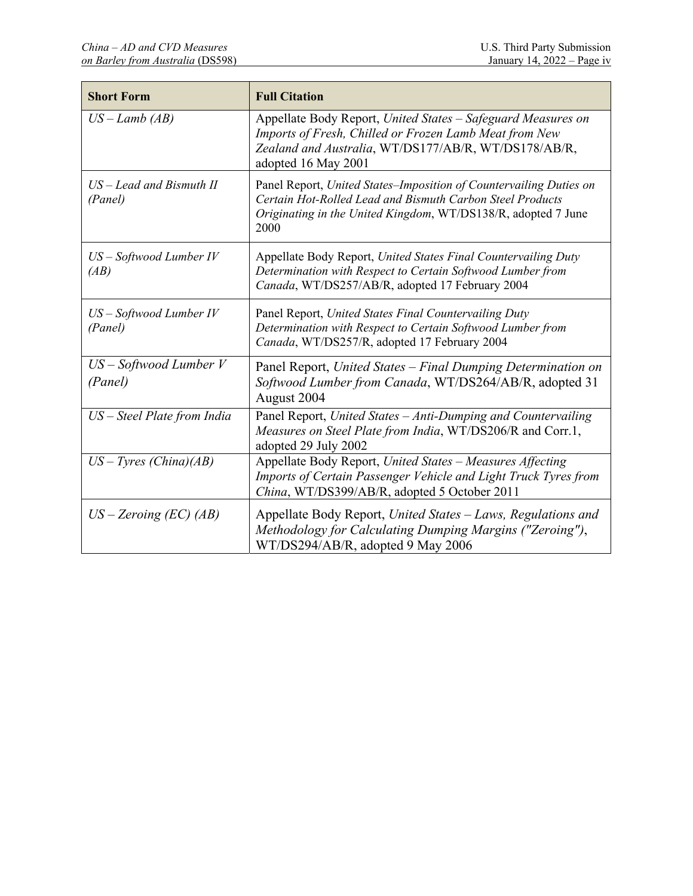| Short Form | Full Citation |
| --- | --- |
| *US – Lamb (AB)* | Appellate Body Report, *United States – Safeguard Measures on Imports of Fresh, Chilled or Frozen Lamb Meat from New Zealand and Australia*, WT/DS177/AB/R, WT/DS178/AB/R, adopted 16 May 2001 |
| *US – Lead and Bismuth II (Panel)* | Panel Report, *United States–Imposition of Countervailing Duties on Certain Hot-Rolled Lead and Bismuth Carbon Steel Products Originating in the United Kingdom*, WT/DS138/R, adopted 7 June 2000 |
| *US – Softwood Lumber IV (AB)* | Appellate Body Report, *United States Final Countervailing Duty Determination with Respect to Certain Softwood Lumber from Canada*, WT/DS257/AB/R, adopted 17 February 2004 |
| *US – Softwood Lumber IV (Panel)* | Panel Report, *United States Final Countervailing Duty Determination with Respect to Certain Softwood Lumber from Canada*, WT/DS257/R, adopted 17 February 2004 |
| *US – Softwood Lumber V (Panel)* | Panel Report, *United States – Final Dumping Determination on Softwood Lumber from Canada*, WT/DS264/AB/R, adopted 31 August 2004 |
| *US – Steel Plate from India* | Panel Report, *United States – Anti-Dumping and Countervailing Measures on Steel Plate from India*, WT/DS206/R and Corr.1, adopted 29 July 2002 |
| *US – Tyres (China)(AB)* | Appellate Body Report, *United States – Measures Affecting Imports of Certain Passenger Vehicle and Light Truck Tyres from China*, WT/DS399/AB/R, adopted 5 October 2011 |
| *US – Zeroing (EC) (AB)* | Appellate Body Report, *United States – Laws, Regulations and Methodology for Calculating Dumping Margins ("Zeroing")*, WT/DS294/AB/R, adopted 9 May 2006 |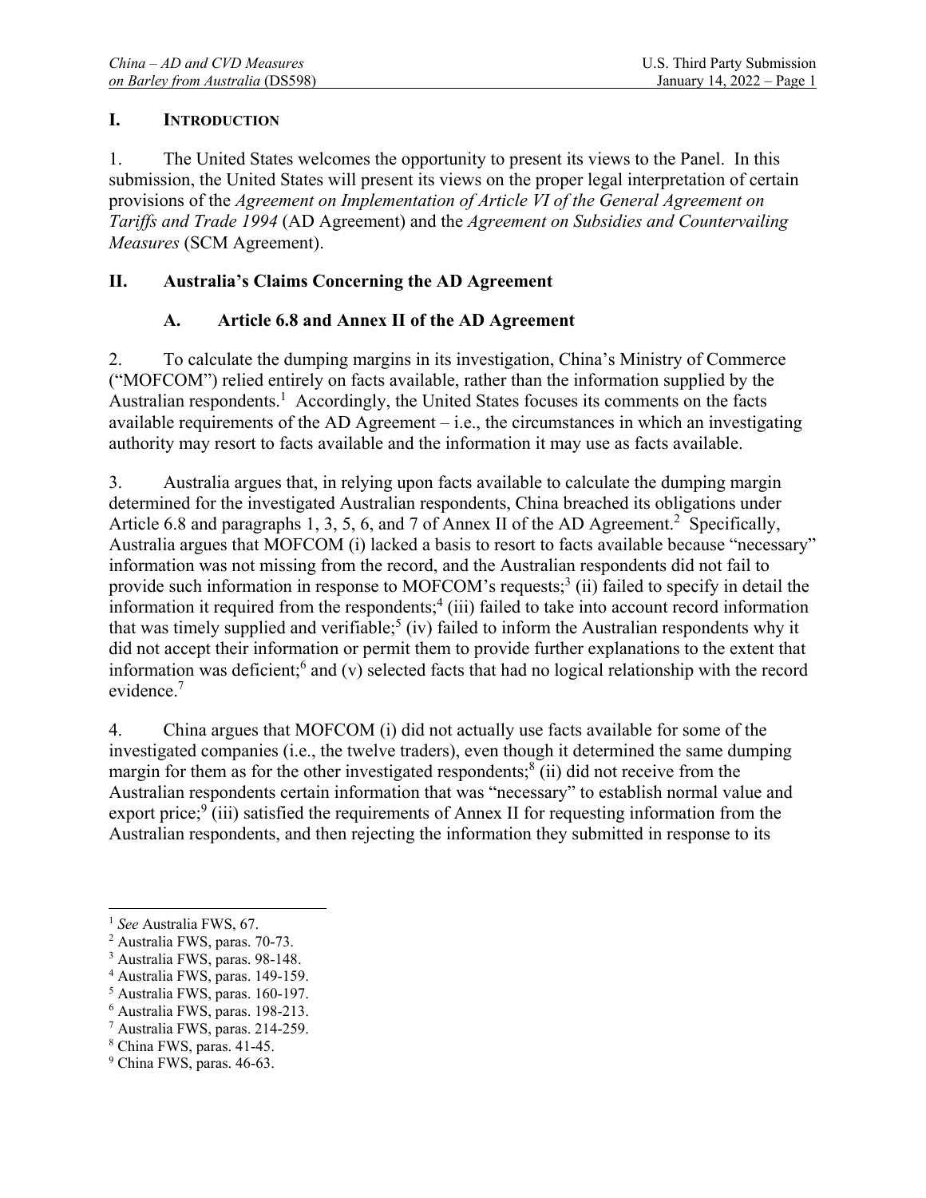## I. INTRODUCTION

1. The United States welcomes the opportunity to present its views to the Panel. In this submission, the United States will present its views on the proper legal interpretation of certain provisions of the *Agreement on Implementation of Article VI of the General Agreement on Tariffs and Trade 1994* (AD Agreement) and the *Agreement on Subsidies and Countervailing Measures* (SCM Agreement).

## II. Australia's Claims Concerning the AD Agreement

### A. Article 6.8 and Annex II of the AD Agreement

2. To calculate the dumping margins in its investigation, China's Ministry of Commerce ("MOFCOM") relied entirely on facts available, rather than the information supplied by the Australian respondents.[1] Accordingly, the United States focuses its comments on the facts available requirements of the AD Agreement – i.e., the circumstances in which an investigating authority may resort to facts available and the information it may use as facts available.

3. Australia argues that, in relying upon facts available to calculate the dumping margin determined for the investigated Australian respondents, China breached its obligations under Article 6.8 and paragraphs 1, 3, 5, 6, and 7 of Annex II of the AD Agreement.[2] Specifically, Australia argues that MOFCOM (i) lacked a basis to resort to facts available because "necessary" information was not missing from the record, and the Australian respondents did not fail to provide such information in response to MOFCOM's requests;[3] (ii) failed to specify in detail the information it required from the respondents;[4] (iii) failed to take into account record information that was timely supplied and verifiable;[5] (iv) failed to inform the Australian respondents why it did not accept their information or permit them to provide further explanations to the extent that information was deficient;[6] and (v) selected facts that had no logical relationship with the record evidence.[7]

4. China argues that MOFCOM (i) did not actually use facts available for some of the investigated companies (i.e., the twelve traders), even though it determined the same dumping margin for them as for the other investigated respondents;[8] (ii) did not receive from the Australian respondents certain information that was "necessary" to establish normal value and export price;[9] (iii) satisfied the requirements of Annex II for requesting information from the Australian respondents, and then rejecting the information they submitted in response to its

---

[1] *See* Australia FWS, 67.
[2] Australia FWS, paras. 70-73.
[3] Australia FWS, paras. 98-148.
[4] Australia FWS, paras. 149-159.
[5] Australia FWS, paras. 160-197.
[6] Australia FWS, paras. 198-213.
[7] Australia FWS, paras. 214-259.
[8] China FWS, paras. 41-45.
[9] China FWS, paras. 46-63.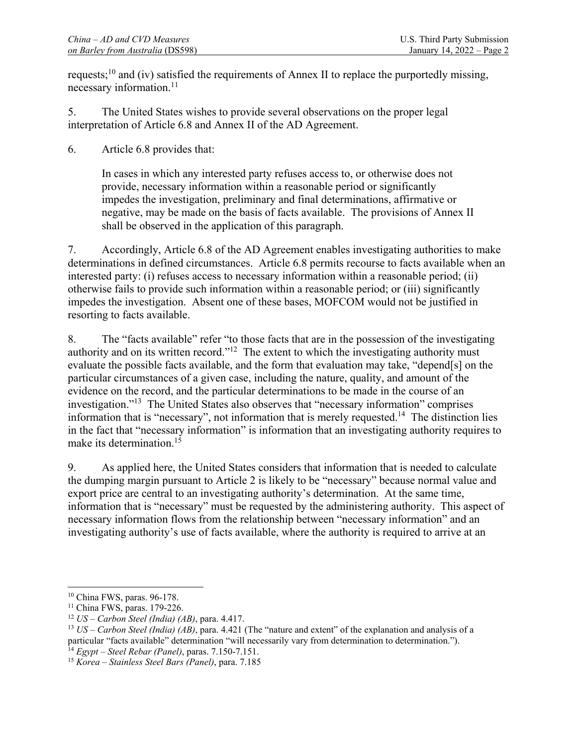requests;[10] and (iv) satisfied the requirements of Annex II to replace the purportedly missing, necessary information.[11]

5. The United States wishes to provide several observations on the proper legal interpretation of Article 6.8 and Annex II of the AD Agreement.

6. Article 6.8 provides that:

> In cases in which any interested party refuses access to, or otherwise does not provide, necessary information within a reasonable period or significantly impedes the investigation, preliminary and final determinations, affirmative or negative, may be made on the basis of facts available. The provisions of Annex II shall be observed in the application of this paragraph.

7. Accordingly, Article 6.8 of the AD Agreement enables investigating authorities to make determinations in defined circumstances. Article 6.8 permits recourse to facts available when an interested party: (i) refuses access to necessary information within a reasonable period; (ii) otherwise fails to provide such information within a reasonable period; or (iii) significantly impedes the investigation. Absent one of these bases, MOFCOM would not be justified in resorting to facts available.

8. The "facts available" refer "to those facts that are in the possession of the investigating authority and on its written record."[12] The extent to which the investigating authority must evaluate the possible facts available, and the form that evaluation may take, "depend[s] on the particular circumstances of a given case, including the nature, quality, and amount of the evidence on the record, and the particular determinations to be made in the course of an investigation."[13] The United States also observes that "necessary information" comprises information that is "necessary", not information that is merely requested.[14] The distinction lies in the fact that "necessary information" is information that an investigating authority requires to make its determination.[15]

9. As applied here, the United States considers that information that is needed to calculate the dumping margin pursuant to Article 2 is likely to be "necessary" because normal value and export price are central to an investigating authority's determination. At the same time, information that is "necessary" must be requested by the administering authority. This aspect of necessary information flows from the relationship between "necessary information" and an investigating authority's use of facts available, where the authority is required to arrive at an

---

[10] China FWS, paras. 96-178.

[11] China FWS, paras. 179-226.

[12] *US – Carbon Steel (India) (AB)*, para. 4.417.

[13] *US – Carbon Steel (India) (AB)*, para. 4.421 (The "nature and extent" of the explanation and analysis of a particular "facts available" determination "will necessarily vary from determination to determination.").

[14] *Egypt – Steel Rebar (Panel)*, paras. 7.150-7.151.

[15] *Korea – Stainless Steel Bars (Panel)*, para. 7.185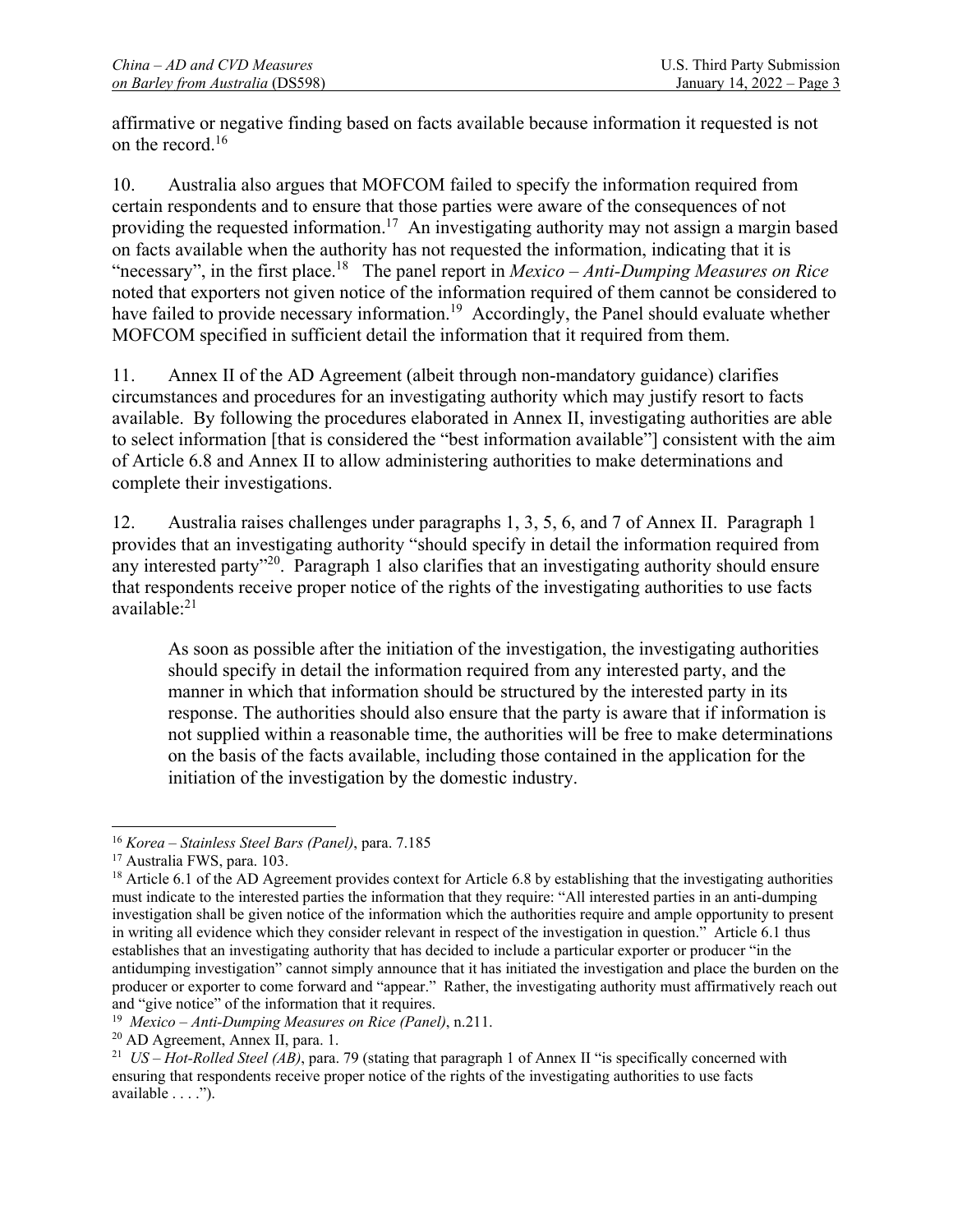affirmative or negative finding based on facts available because information it requested is not on the record.[16]

10. Australia also argues that MOFCOM failed to specify the information required from certain respondents and to ensure that those parties were aware of the consequences of not providing the requested information.[17] An investigating authority may not assign a margin based on facts available when the authority has not requested the information, indicating that it is "necessary", in the first place.[18] The panel report in *Mexico – Anti-Dumping Measures on Rice* noted that exporters not given notice of the information required of them cannot be considered to have failed to provide necessary information.[19] Accordingly, the Panel should evaluate whether MOFCOM specified in sufficient detail the information that it required from them.

11. Annex II of the AD Agreement (albeit through non-mandatory guidance) clarifies circumstances and procedures for an investigating authority which may justify resort to facts available. By following the procedures elaborated in Annex II, investigating authorities are able to select information [that is considered the "best information available"] consistent with the aim of Article 6.8 and Annex II to allow administering authorities to make determinations and complete their investigations.

12. Australia raises challenges under paragraphs 1, 3, 5, 6, and 7 of Annex II. Paragraph 1 provides that an investigating authority "should specify in detail the information required from any interested party"[20]. Paragraph 1 also clarifies that an investigating authority should ensure that respondents receive proper notice of the rights of the investigating authorities to use facts available:[21]

> As soon as possible after the initiation of the investigation, the investigating authorities should specify in detail the information required from any interested party, and the manner in which that information should be structured by the interested party in its response. The authorities should also ensure that the party is aware that if information is not supplied within a reasonable time, the authorities will be free to make determinations on the basis of the facts available, including those contained in the application for the initiation of the investigation by the domestic industry.

---

[16] *Korea – Stainless Steel Bars (Panel)*, para. 7.185

[17] Australia FWS, para. 103.

[18] Article 6.1 of the AD Agreement provides context for Article 6.8 by establishing that the investigating authorities must indicate to the interested parties the information that they require: "All interested parties in an anti-dumping investigation shall be given notice of the information which the authorities require and ample opportunity to present in writing all evidence which they consider relevant in respect of the investigation in question." Article 6.1 thus establishes that an investigating authority that has decided to include a particular exporter or producer "in the antidumping investigation" cannot simply announce that it has initiated the investigation and place the burden on the producer or exporter to come forward and "appear." Rather, the investigating authority must affirmatively reach out and "give notice" of the information that it requires.

[19] *Mexico – Anti-Dumping Measures on Rice (Panel)*, n.211.

[20] AD Agreement, Annex II, para. 1.

[21] *US – Hot-Rolled Steel (AB)*, para. 79 (stating that paragraph 1 of Annex II "is specifically concerned with ensuring that respondents receive proper notice of the rights of the investigating authorities to use facts available . . . .").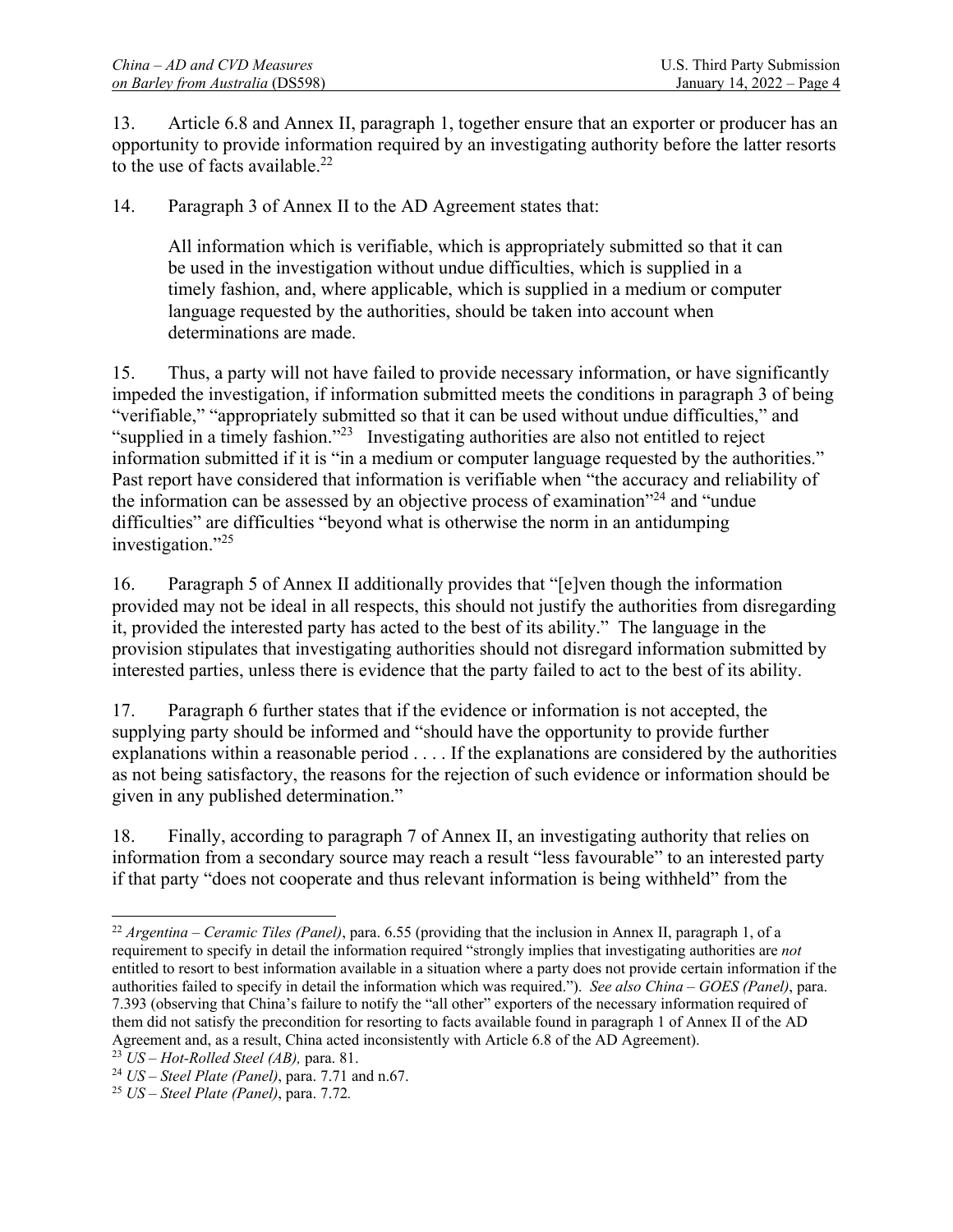13. Article 6.8 and Annex II, paragraph 1, together ensure that an exporter or producer has an opportunity to provide information required by an investigating authority before the latter resorts to the use of facts available.[22]

14. Paragraph 3 of Annex II to the AD Agreement states that:

> All information which is verifiable, which is appropriately submitted so that it can be used in the investigation without undue difficulties, which is supplied in a timely fashion, and, where applicable, which is supplied in a medium or computer language requested by the authorities, should be taken into account when determinations are made.

15. Thus, a party will not have failed to provide necessary information, or have significantly impeded the investigation, if information submitted meets the conditions in paragraph 3 of being "verifiable," "appropriately submitted so that it can be used without undue difficulties," and "supplied in a timely fashion."[23] Investigating authorities are also not entitled to reject information submitted if it is "in a medium or computer language requested by the authorities." Past report have considered that information is verifiable when "the accuracy and reliability of the information can be assessed by an objective process of examination"[24] and "undue difficulties" are difficulties "beyond what is otherwise the norm in an antidumping investigation."[25]

16. Paragraph 5 of Annex II additionally provides that "[e]ven though the information provided may not be ideal in all respects, this should not justify the authorities from disregarding it, provided the interested party has acted to the best of its ability." The language in the provision stipulates that investigating authorities should not disregard information submitted by interested parties, unless there is evidence that the party failed to act to the best of its ability.

17. Paragraph 6 further states that if the evidence or information is not accepted, the supplying party should be informed and "should have the opportunity to provide further explanations within a reasonable period . . . . If the explanations are considered by the authorities as not being satisfactory, the reasons for the rejection of such evidence or information should be given in any published determination."

18. Finally, according to paragraph 7 of Annex II, an investigating authority that relies on information from a secondary source may reach a result "less favourable" to an interested party if that party "does not cooperate and thus relevant information is being withheld" from the

---

[22] *Argentina – Ceramic Tiles (Panel)*, para. 6.55 (providing that the inclusion in Annex II, paragraph 1, of a requirement to specify in detail the information required "strongly implies that investigating authorities are *not* entitled to resort to best information available in a situation where a party does not provide certain information if the authorities failed to specify in detail the information which was required."). *See also China – GOES (Panel)*, para. 7.393 (observing that China's failure to notify the "all other" exporters of the necessary information required of them did not satisfy the precondition for resorting to facts available found in paragraph 1 of Annex II of the AD Agreement and, as a result, China acted inconsistently with Article 6.8 of the AD Agreement).

[23] *US – Hot-Rolled Steel (AB),* para. 81.

[24] *US – Steel Plate (Panel)*, para. 7.71 and n.67.

[25] *US – Steel Plate (Panel)*, para. 7.72.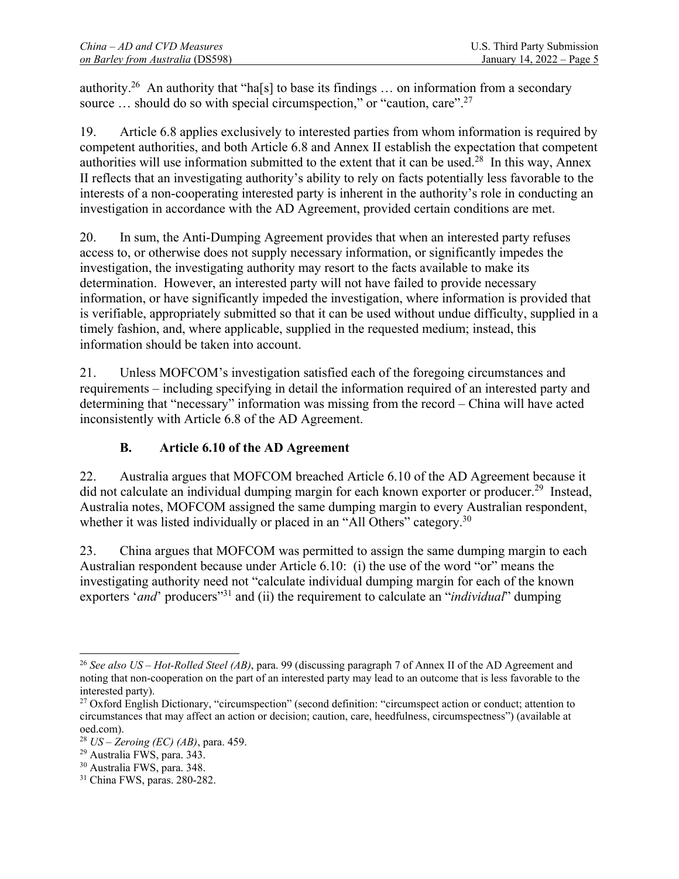authority.[26] An authority that "ha[s] to base its findings … on information from a secondary source … should do so with special circumspection," or "caution, care".[27]

19. Article 6.8 applies exclusively to interested parties from whom information is required by competent authorities, and both Article 6.8 and Annex II establish the expectation that competent authorities will use information submitted to the extent that it can be used.[28] In this way, Annex II reflects that an investigating authority's ability to rely on facts potentially less favorable to the interests of a non-cooperating interested party is inherent in the authority's role in conducting an investigation in accordance with the AD Agreement, provided certain conditions are met.

20. In sum, the Anti-Dumping Agreement provides that when an interested party refuses access to, or otherwise does not supply necessary information, or significantly impedes the investigation, the investigating authority may resort to the facts available to make its determination. However, an interested party will not have failed to provide necessary information, or have significantly impeded the investigation, where information is provided that is verifiable, appropriately submitted so that it can be used without undue difficulty, supplied in a timely fashion, and, where applicable, supplied in the requested medium; instead, this information should be taken into account.

21. Unless MOFCOM's investigation satisfied each of the foregoing circumstances and requirements – including specifying in detail the information required of an interested party and determining that "necessary" information was missing from the record – China will have acted inconsistently with Article 6.8 of the AD Agreement.

### B. Article 6.10 of the AD Agreement

22. Australia argues that MOFCOM breached Article 6.10 of the AD Agreement because it did not calculate an individual dumping margin for each known exporter or producer.[29] Instead, Australia notes, MOFCOM assigned the same dumping margin to every Australian respondent, whether it was listed individually or placed in an "All Others" category.[30]

23. China argues that MOFCOM was permitted to assign the same dumping margin to each Australian respondent because under Article 6.10: (i) the use of the word "or" means the investigating authority need not "calculate individual dumping margin for each of the known exporters '*and*' producers"[31] and (ii) the requirement to calculate an "*individual*" dumping

---

[26] *See also US – Hot-Rolled Steel (AB)*, para. 99 (discussing paragraph 7 of Annex II of the AD Agreement and noting that non-cooperation on the part of an interested party may lead to an outcome that is less favorable to the interested party).

[27] Oxford English Dictionary, "circumspection" (second definition: "circumspect action or conduct; attention to circumstances that may affect an action or decision; caution, care, heedfulness, circumspectness") (available at oed.com).

[28] *US – Zeroing (EC) (AB)*, para. 459.

[29] Australia FWS, para. 343.

[30] Australia FWS, para. 348.

[31] China FWS, paras. 280-282.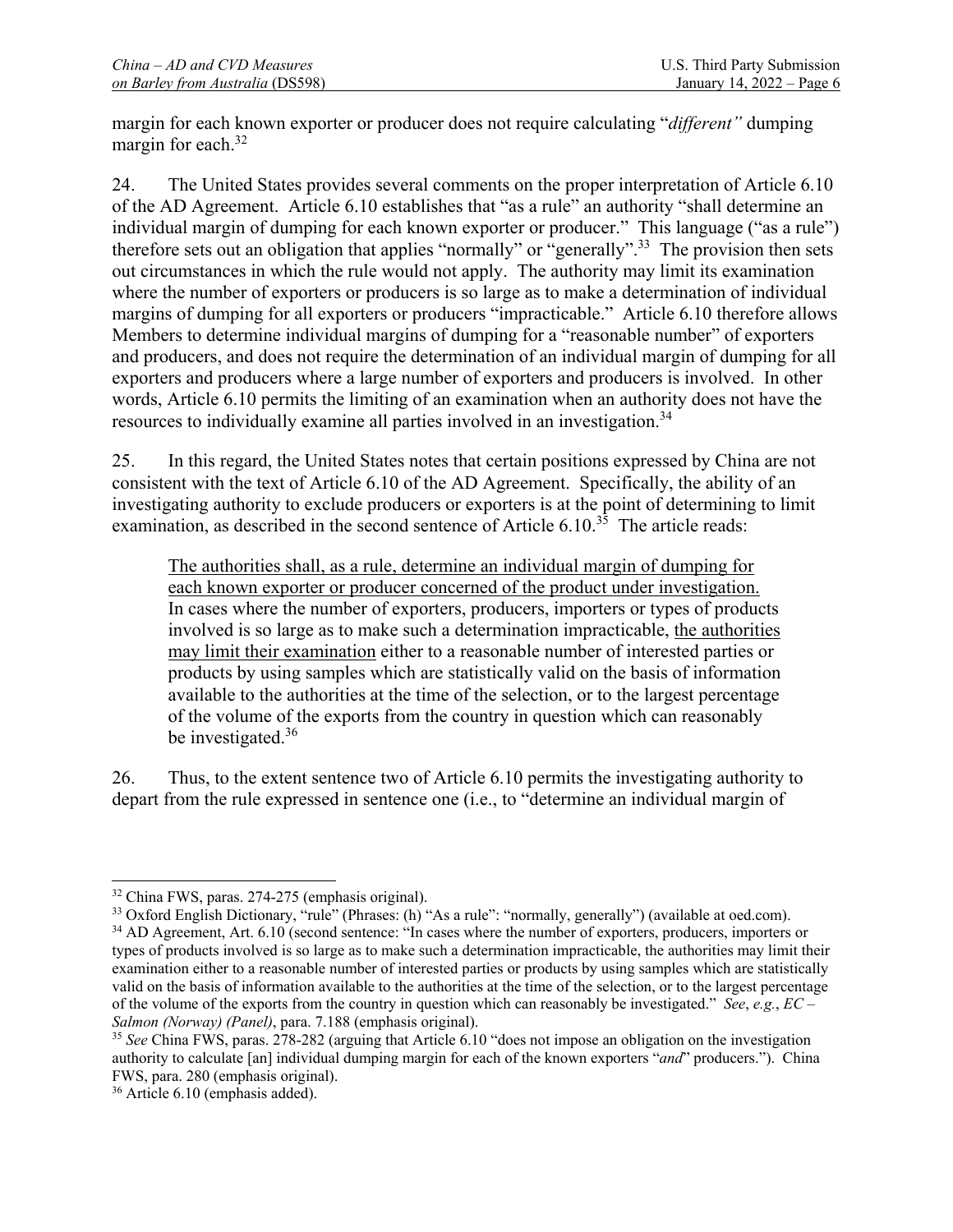margin for each known exporter or producer does not require calculating "*different"* dumping margin for each.[32]

24. The United States provides several comments on the proper interpretation of Article 6.10 of the AD Agreement. Article 6.10 establishes that "as a rule" an authority "shall determine an individual margin of dumping for each known exporter or producer." This language ("as a rule") therefore sets out an obligation that applies "normally" or "generally".[33] The provision then sets out circumstances in which the rule would not apply. The authority may limit its examination where the number of exporters or producers is so large as to make a determination of individual margins of dumping for all exporters or producers "impracticable." Article 6.10 therefore allows Members to determine individual margins of dumping for a "reasonable number" of exporters and producers, and does not require the determination of an individual margin of dumping for all exporters and producers where a large number of exporters and producers is involved. In other words, Article 6.10 permits the limiting of an examination when an authority does not have the resources to individually examine all parties involved in an investigation.[34]

25. In this regard, the United States notes that certain positions expressed by China are not consistent with the text of Article 6.10 of the AD Agreement. Specifically, the ability of an investigating authority to exclude producers or exporters is at the point of determining to limit examination, as described in the second sentence of Article 6.10.[35] The article reads:

> <u>The authorities shall, as a rule, determine an individual margin of dumping for each known exporter or producer concerned of the product under investigation.</u> In cases where the number of exporters, producers, importers or types of products involved is so large as to make such a determination impracticable, <u>the authorities may limit their examination</u> either to a reasonable number of interested parties or products by using samples which are statistically valid on the basis of information available to the authorities at the time of the selection, or to the largest percentage of the volume of the exports from the country in question which can reasonably be investigated.[36]

26. Thus, to the extent sentence two of Article 6.10 permits the investigating authority to depart from the rule expressed in sentence one (i.e., to "determine an individual margin of

---

[32] China FWS, paras. 274-275 (emphasis original).

[33] Oxford English Dictionary, "rule" (Phrases: (h) "As a rule": "normally, generally") (available at oed.com).

[34] AD Agreement, Art. 6.10 (second sentence: "In cases where the number of exporters, producers, importers or types of products involved is so large as to make such a determination impracticable, the authorities may limit their examination either to a reasonable number of interested parties or products by using samples which are statistically valid on the basis of information available to the authorities at the time of the selection, or to the largest percentage of the volume of the exports from the country in question which can reasonably be investigated." *See*, *e.g.*, *EC – Salmon (Norway) (Panel)*, para. 7.188 (emphasis original).

[35] *See* China FWS, paras. 278-282 (arguing that Article 6.10 "does not impose an obligation on the investigation authority to calculate [an] individual dumping margin for each of the known exporters "*and*" producers."). China FWS, para. 280 (emphasis original).

[36] Article 6.10 (emphasis added).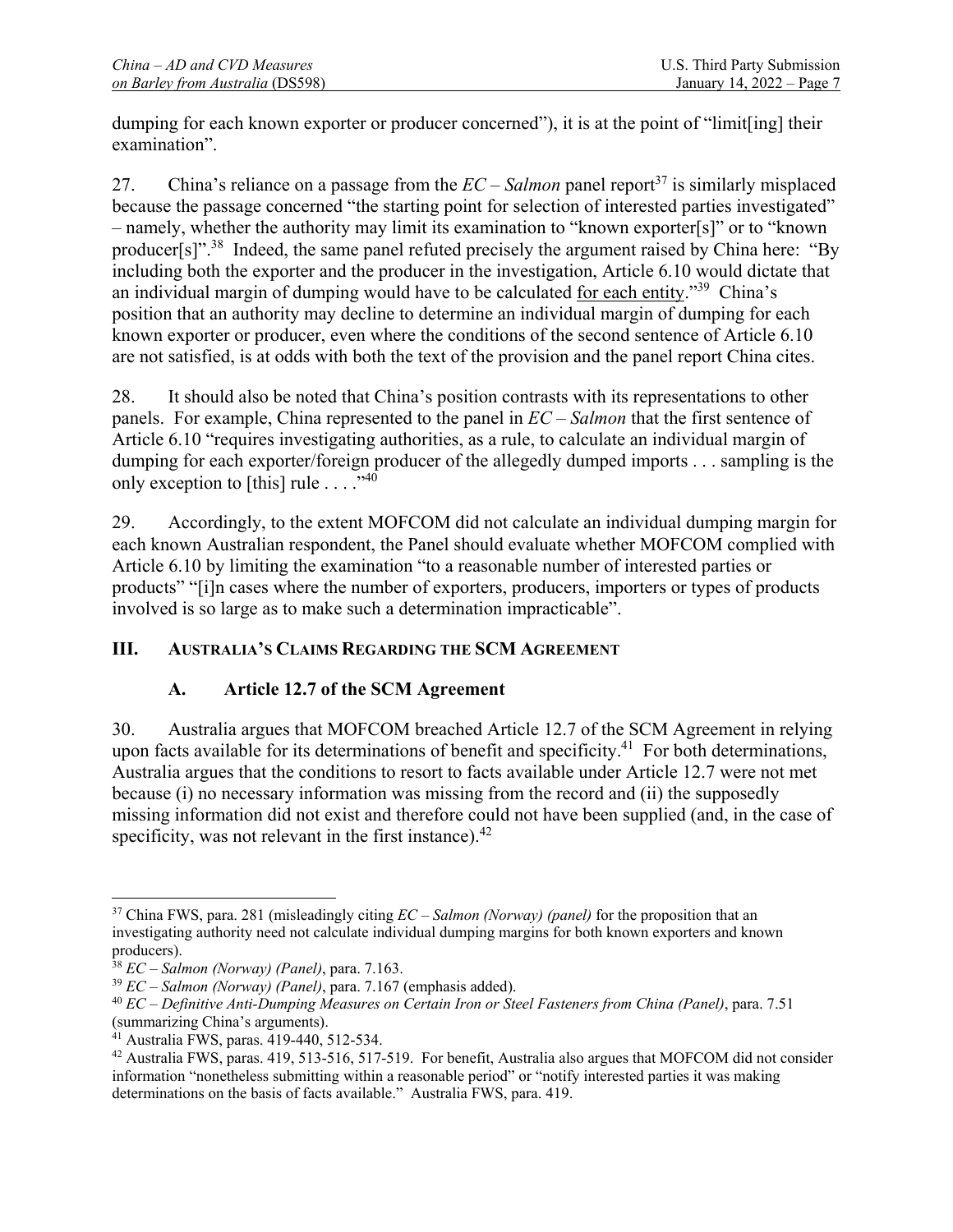dumping for each known exporter or producer concerned"), it is at the point of "limit[ing] their examination".

27. China's reliance on a passage from the *EC – Salmon* panel report[37] is similarly misplaced because the passage concerned "the starting point for selection of interested parties investigated" – namely, whether the authority may limit its examination to "known exporter[s]" or to "known producer[s]".[38] Indeed, the same panel refuted precisely the argument raised by China here: "By including both the exporter and the producer in the investigation, Article 6.10 would dictate that an individual margin of dumping would have to be calculated <u>for each entity</u>."[39] China's position that an authority may decline to determine an individual margin of dumping for each known exporter or producer, even where the conditions of the second sentence of Article 6.10 are not satisfied, is at odds with both the text of the provision and the panel report China cites.

28. It should also be noted that China's position contrasts with its representations to other panels. For example, China represented to the panel in *EC – Salmon* that the first sentence of Article 6.10 "requires investigating authorities, as a rule, to calculate an individual margin of dumping for each exporter/foreign producer of the allegedly dumped imports . . . sampling is the only exception to [this] rule . . . ."[40]

29. Accordingly, to the extent MOFCOM did not calculate an individual dumping margin for each known Australian respondent, the Panel should evaluate whether MOFCOM complied with Article 6.10 by limiting the examination "to a reasonable number of interested parties or products" "[i]n cases where the number of exporters, producers, importers or types of products involved is so large as to make such a determination impracticable".

## III. Australia's Claims Regarding the SCM Agreement

### A. Article 12.7 of the SCM Agreement

30. Australia argues that MOFCOM breached Article 12.7 of the SCM Agreement in relying upon facts available for its determinations of benefit and specificity.[41] For both determinations, Australia argues that the conditions to resort to facts available under Article 12.7 were not met because (i) no necessary information was missing from the record and (ii) the supposedly missing information did not exist and therefore could not have been supplied (and, in the case of specificity, was not relevant in the first instance).[42]

---

[37] China FWS, para. 281 (misleadingly citing *EC – Salmon (Norway) (panel)* for the proposition that an investigating authority need not calculate individual dumping margins for both known exporters and known producers).

[38] *EC – Salmon (Norway) (Panel)*, para. 7.163.

[39] *EC – Salmon (Norway) (Panel)*, para. 7.167 (emphasis added).

[40] *EC – Definitive Anti-Dumping Measures on Certain Iron or Steel Fasteners from China (Panel)*, para. 7.51 (summarizing China's arguments).

[41] Australia FWS, paras. 419-440, 512-534.

[42] Australia FWS, paras. 419, 513-516, 517-519. For benefit, Australia also argues that MOFCOM did not consider information "nonetheless submitting within a reasonable period" or "notify interested parties it was making determinations on the basis of facts available." Australia FWS, para. 419.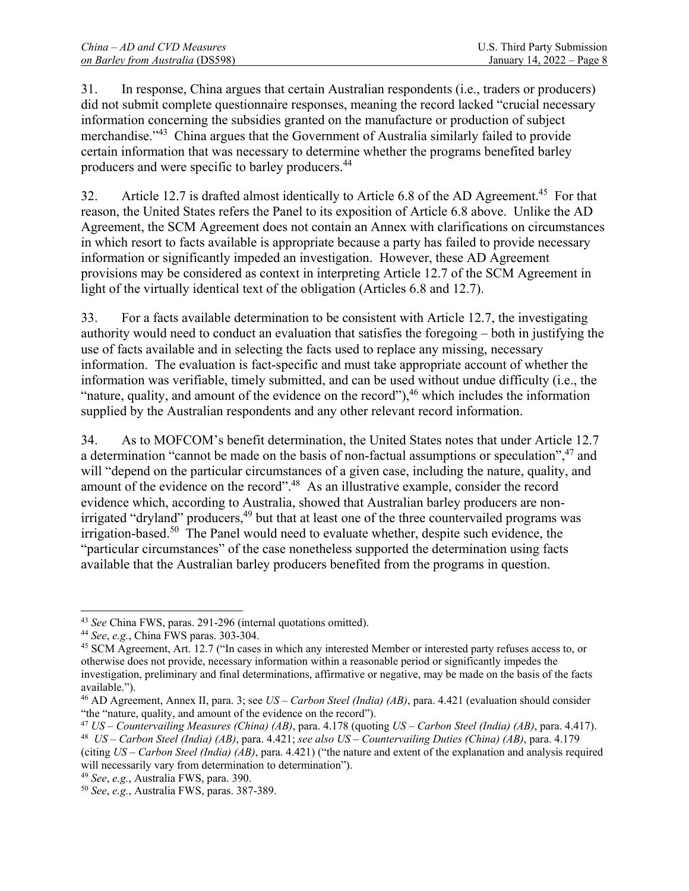31. In response, China argues that certain Australian respondents (i.e., traders or producers) did not submit complete questionnaire responses, meaning the record lacked "crucial necessary information concerning the subsidies granted on the manufacture or production of subject merchandise."[43] China argues that the Government of Australia similarly failed to provide certain information that was necessary to determine whether the programs benefited barley producers and were specific to barley producers.[44]

32. Article 12.7 is drafted almost identically to Article 6.8 of the AD Agreement.[45] For that reason, the United States refers the Panel to its exposition of Article 6.8 above. Unlike the AD Agreement, the SCM Agreement does not contain an Annex with clarifications on circumstances in which resort to facts available is appropriate because a party has failed to provide necessary information or significantly impeded an investigation. However, these AD Agreement provisions may be considered as context in interpreting Article 12.7 of the SCM Agreement in light of the virtually identical text of the obligation (Articles 6.8 and 12.7).

33. For a facts available determination to be consistent with Article 12.7, the investigating authority would need to conduct an evaluation that satisfies the foregoing – both in justifying the use of facts available and in selecting the facts used to replace any missing, necessary information. The evaluation is fact-specific and must take appropriate account of whether the information was verifiable, timely submitted, and can be used without undue difficulty (i.e., the "nature, quality, and amount of the evidence on the record"),[46] which includes the information supplied by the Australian respondents and any other relevant record information.

34. As to MOFCOM's benefit determination, the United States notes that under Article 12.7 a determination "cannot be made on the basis of non-factual assumptions or speculation",[47] and will "depend on the particular circumstances of a given case, including the nature, quality, and amount of the evidence on the record".[48] As an illustrative example, consider the record evidence which, according to Australia, showed that Australian barley producers are non-irrigated "dryland" producers,[49] but that at least one of the three countervailed programs was irrigation-based.[50] The Panel would need to evaluate whether, despite such evidence, the "particular circumstances" of the case nonetheless supported the determination using facts available that the Australian barley producers benefited from the programs in question.

---

[43] *See* China FWS, paras. 291-296 (internal quotations omitted).

[44] *See*, *e.g.*, China FWS paras. 303-304.

[45] SCM Agreement, Art. 12.7 ("In cases in which any interested Member or interested party refuses access to, or otherwise does not provide, necessary information within a reasonable period or significantly impedes the investigation, preliminary and final determinations, affirmative or negative, may be made on the basis of the facts available.").

[46] AD Agreement, Annex II, para. 3; see *US – Carbon Steel (India) (AB)*, para. 4.421 (evaluation should consider "the "nature, quality, and amount of the evidence on the record").

[47] *US – Countervailing Measures (China) (AB)*, para. 4.178 (quoting *US – Carbon Steel (India) (AB)*, para. 4.417).

[48] *US – Carbon Steel (India) (AB)*, para. 4.421; *see also US – Countervailing Duties (China) (AB)*, para. 4.179 (citing *US – Carbon Steel (India) (AB)*, para. 4.421) ("the nature and extent of the explanation and analysis required will necessarily vary from determination to determination").

[49] *See*, *e.g.*, Australia FWS, para. 390.

[50] *See*, *e.g.*, Australia FWS, paras. 387-389.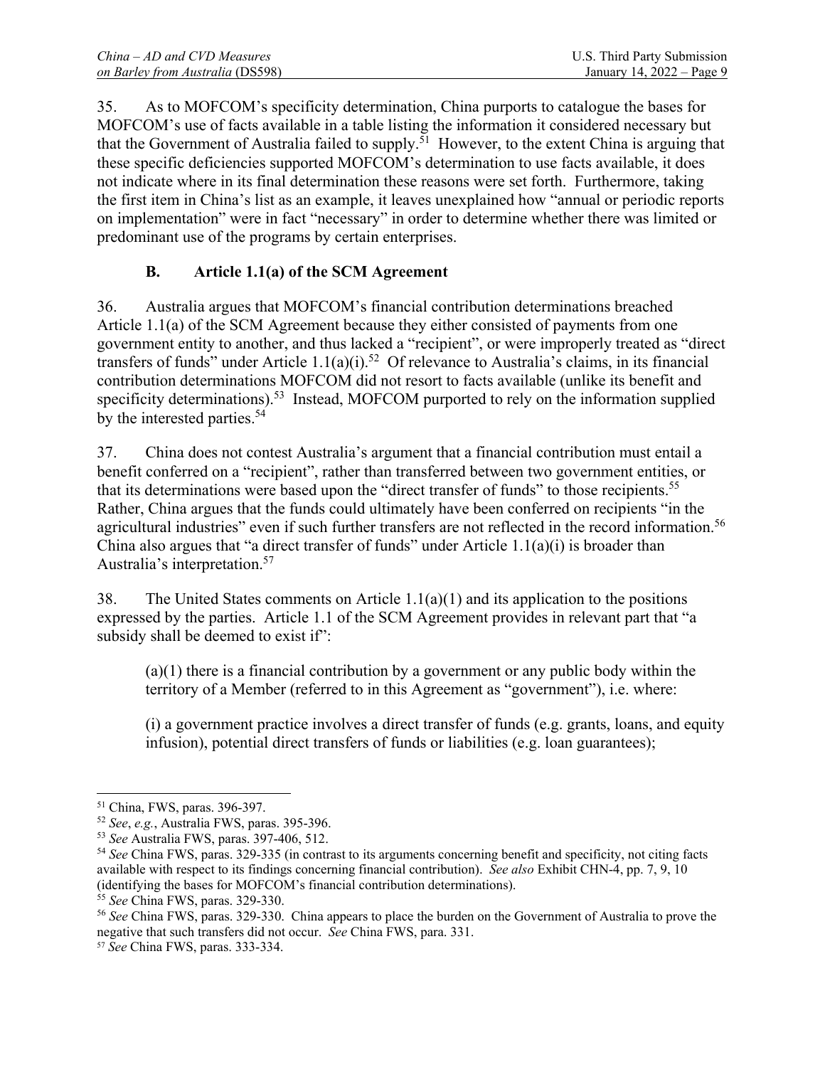35. As to MOFCOM's specificity determination, China purports to catalogue the bases for MOFCOM's use of facts available in a table listing the information it considered necessary but that the Government of Australia failed to supply.[51] However, to the extent China is arguing that these specific deficiencies supported MOFCOM's determination to use facts available, it does not indicate where in its final determination these reasons were set forth. Furthermore, taking the first item in China's list as an example, it leaves unexplained how "annual or periodic reports on implementation" were in fact "necessary" in order to determine whether there was limited or predominant use of the programs by certain enterprises.

### B. Article 1.1(a) of the SCM Agreement

36. Australia argues that MOFCOM's financial contribution determinations breached Article 1.1(a) of the SCM Agreement because they either consisted of payments from one government entity to another, and thus lacked a "recipient", or were improperly treated as "direct transfers of funds" under Article 1.1(a)(i).[52] Of relevance to Australia's claims, in its financial contribution determinations MOFCOM did not resort to facts available (unlike its benefit and specificity determinations).[53] Instead, MOFCOM purported to rely on the information supplied by the interested parties.[54]

37. China does not contest Australia's argument that a financial contribution must entail a benefit conferred on a "recipient", rather than transferred between two government entities, or that its determinations were based upon the "direct transfer of funds" to those recipients.[55] Rather, China argues that the funds could ultimately have been conferred on recipients "in the agricultural industries" even if such further transfers are not reflected in the record information.[56] China also argues that "a direct transfer of funds" under Article 1.1(a)(i) is broader than Australia's interpretation.[57]

38. The United States comments on Article 1.1(a)(1) and its application to the positions expressed by the parties. Article 1.1 of the SCM Agreement provides in relevant part that "a subsidy shall be deemed to exist if":

> (a)(1) there is a financial contribution by a government or any public body within the territory of a Member (referred to in this Agreement as "government"), i.e. where:
>
> (i) a government practice involves a direct transfer of funds (e.g. grants, loans, and equity infusion), potential direct transfers of funds or liabilities (e.g. loan guarantees);

---

[51] China, FWS, paras. 396-397.

[52] *See*, *e.g.*, Australia FWS, paras. 395-396.

[53] *See* Australia FWS, paras. 397-406, 512.

[54] *See* China FWS, paras. 329-335 (in contrast to its arguments concerning benefit and specificity, not citing facts available with respect to its findings concerning financial contribution). *See also* Exhibit CHN-4, pp. 7, 9, 10 (identifying the bases for MOFCOM's financial contribution determinations).

[55] *See* China FWS, paras. 329-330.

[56] *See* China FWS, paras. 329-330. China appears to place the burden on the Government of Australia to prove the negative that such transfers did not occur. *See* China FWS, para. 331.

[57] *See* China FWS, paras. 333-334.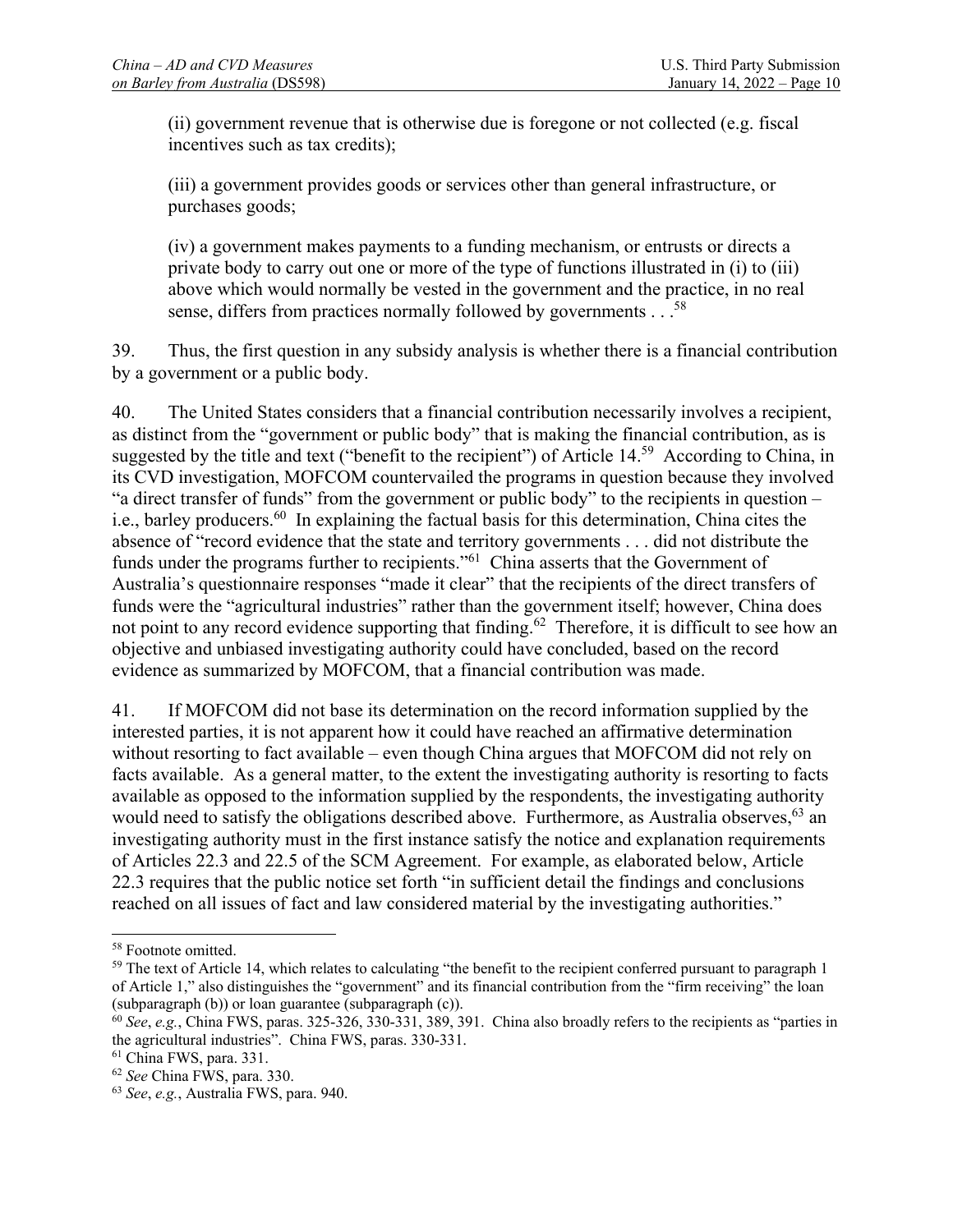(ii) government revenue that is otherwise due is foregone or not collected (e.g. fiscal incentives such as tax credits);

(iii) a government provides goods or services other than general infrastructure, or purchases goods;

(iv) a government makes payments to a funding mechanism, or entrusts or directs a private body to carry out one or more of the type of functions illustrated in (i) to (iii) above which would normally be vested in the government and the practice, in no real sense, differs from practices normally followed by governments . . .[58]

39. Thus, the first question in any subsidy analysis is whether there is a financial contribution by a government or a public body.

40. The United States considers that a financial contribution necessarily involves a recipient, as distinct from the "government or public body" that is making the financial contribution, as is suggested by the title and text ("benefit to the recipient") of Article 14.[59] According to China, in its CVD investigation, MOFCOM countervailed the programs in question because they involved "a direct transfer of funds" from the government or public body" to the recipients in question – i.e., barley producers.[60] In explaining the factual basis for this determination, China cites the absence of "record evidence that the state and territory governments . . . did not distribute the funds under the programs further to recipients."[61] China asserts that the Government of Australia's questionnaire responses "made it clear" that the recipients of the direct transfers of funds were the "agricultural industries" rather than the government itself; however, China does not point to any record evidence supporting that finding.[62] Therefore, it is difficult to see how an objective and unbiased investigating authority could have concluded, based on the record evidence as summarized by MOFCOM, that a financial contribution was made.

41. If MOFCOM did not base its determination on the record information supplied by the interested parties, it is not apparent how it could have reached an affirmative determination without resorting to fact available – even though China argues that MOFCOM did not rely on facts available. As a general matter, to the extent the investigating authority is resorting to facts available as opposed to the information supplied by the respondents, the investigating authority would need to satisfy the obligations described above. Furthermore, as Australia observes,[63] an investigating authority must in the first instance satisfy the notice and explanation requirements of Articles 22.3 and 22.5 of the SCM Agreement. For example, as elaborated below, Article 22.3 requires that the public notice set forth "in sufficient detail the findings and conclusions reached on all issues of fact and law considered material by the investigating authorities."

---

[58] Footnote omitted.

[59] The text of Article 14, which relates to calculating "the benefit to the recipient conferred pursuant to paragraph 1 of Article 1," also distinguishes the "government" and its financial contribution from the "firm receiving" the loan (subparagraph (b)) or loan guarantee (subparagraph (c)).

[60] *See*, *e.g.*, China FWS, paras. 325-326, 330-331, 389, 391. China also broadly refers to the recipients as "parties in the agricultural industries". China FWS, paras. 330-331.

[61] China FWS, para. 331.

[62] *See* China FWS, para. 330.

[63] *See*, *e.g.*, Australia FWS, para. 940.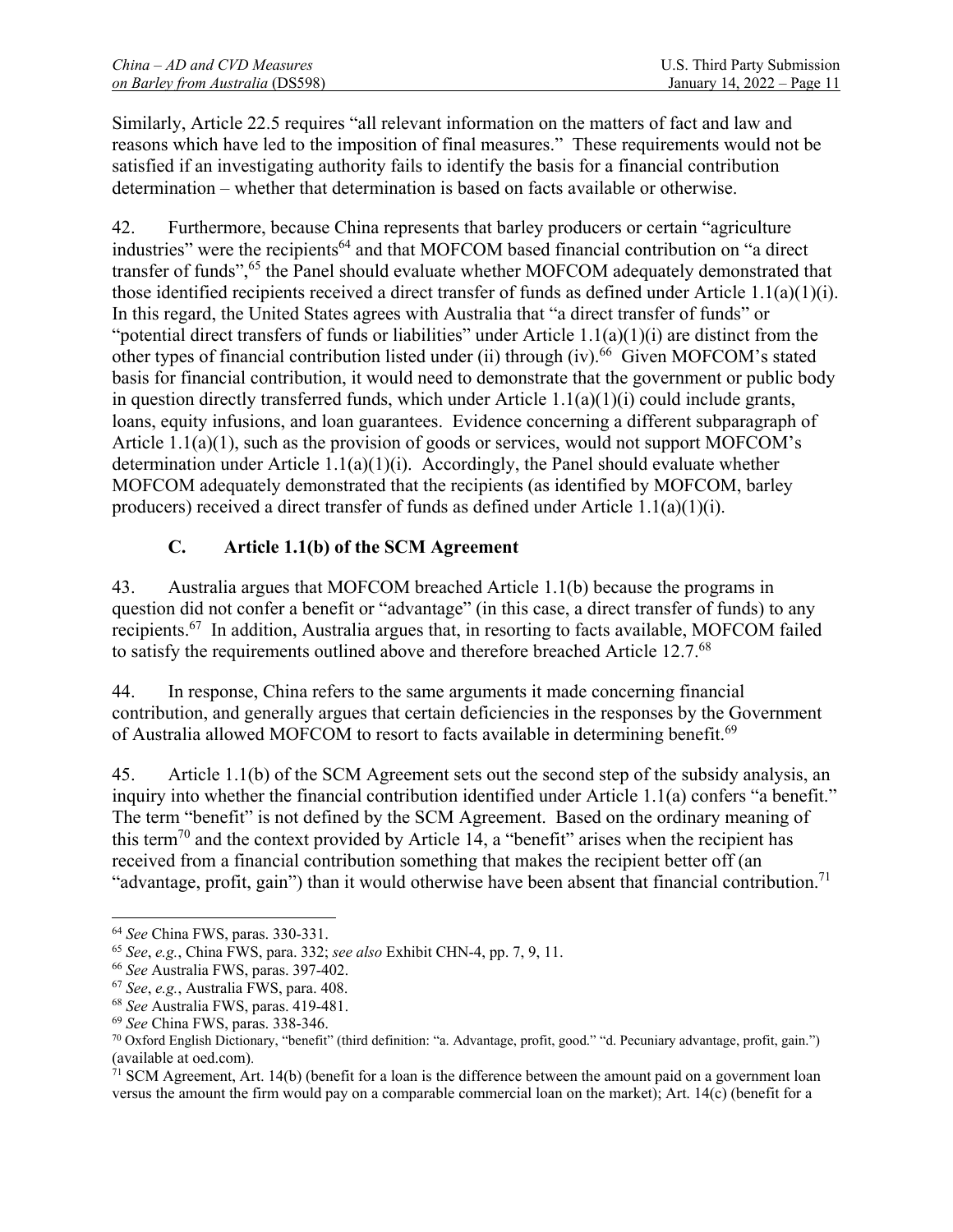Similarly, Article 22.5 requires "all relevant information on the matters of fact and law and reasons which have led to the imposition of final measures." These requirements would not be satisfied if an investigating authority fails to identify the basis for a financial contribution determination – whether that determination is based on facts available or otherwise.

42. Furthermore, because China represents that barley producers or certain "agriculture industries" were the recipients[64] and that MOFCOM based financial contribution on "a direct transfer of funds",[65] the Panel should evaluate whether MOFCOM adequately demonstrated that those identified recipients received a direct transfer of funds as defined under Article 1.1(a)(1)(i). In this regard, the United States agrees with Australia that "a direct transfer of funds" or "potential direct transfers of funds or liabilities" under Article 1.1(a)(1)(i) are distinct from the other types of financial contribution listed under (ii) through (iv).[66] Given MOFCOM's stated basis for financial contribution, it would need to demonstrate that the government or public body in question directly transferred funds, which under Article 1.1(a)(1)(i) could include grants, loans, equity infusions, and loan guarantees. Evidence concerning a different subparagraph of Article 1.1(a)(1), such as the provision of goods or services, would not support MOFCOM's determination under Article 1.1(a)(1)(i). Accordingly, the Panel should evaluate whether MOFCOM adequately demonstrated that the recipients (as identified by MOFCOM, barley producers) received a direct transfer of funds as defined under Article 1.1(a)(1)(i).

### C. Article 1.1(b) of the SCM Agreement

43. Australia argues that MOFCOM breached Article 1.1(b) because the programs in question did not confer a benefit or "advantage" (in this case, a direct transfer of funds) to any recipients.[67] In addition, Australia argues that, in resorting to facts available, MOFCOM failed to satisfy the requirements outlined above and therefore breached Article 12.7.[68]

44. In response, China refers to the same arguments it made concerning financial contribution, and generally argues that certain deficiencies in the responses by the Government of Australia allowed MOFCOM to resort to facts available in determining benefit.[69]

45. Article 1.1(b) of the SCM Agreement sets out the second step of the subsidy analysis, an inquiry into whether the financial contribution identified under Article 1.1(a) confers "a benefit." The term "benefit" is not defined by the SCM Agreement. Based on the ordinary meaning of this term[70] and the context provided by Article 14, a "benefit" arises when the recipient has received from a financial contribution something that makes the recipient better off (an "advantage, profit, gain") than it would otherwise have been absent that financial contribution.[71]

---

[64] *See* China FWS, paras. 330-331.

[65] *See*, *e.g.*, China FWS, para. 332; *see also* Exhibit CHN-4, pp. 7, 9, 11.

[66] *See* Australia FWS, paras. 397-402.

[67] *See*, *e.g.*, Australia FWS, para. 408.

[68] *See* Australia FWS, paras. 419-481.

[69] *See* China FWS, paras. 338-346.

[70] Oxford English Dictionary, "benefit" (third definition: "a. Advantage, profit, good." "d. Pecuniary advantage, profit, gain.") (available at oed.com).

[71] SCM Agreement, Art. 14(b) (benefit for a loan is the difference between the amount paid on a government loan versus the amount the firm would pay on a comparable commercial loan on the market); Art. 14(c) (benefit for a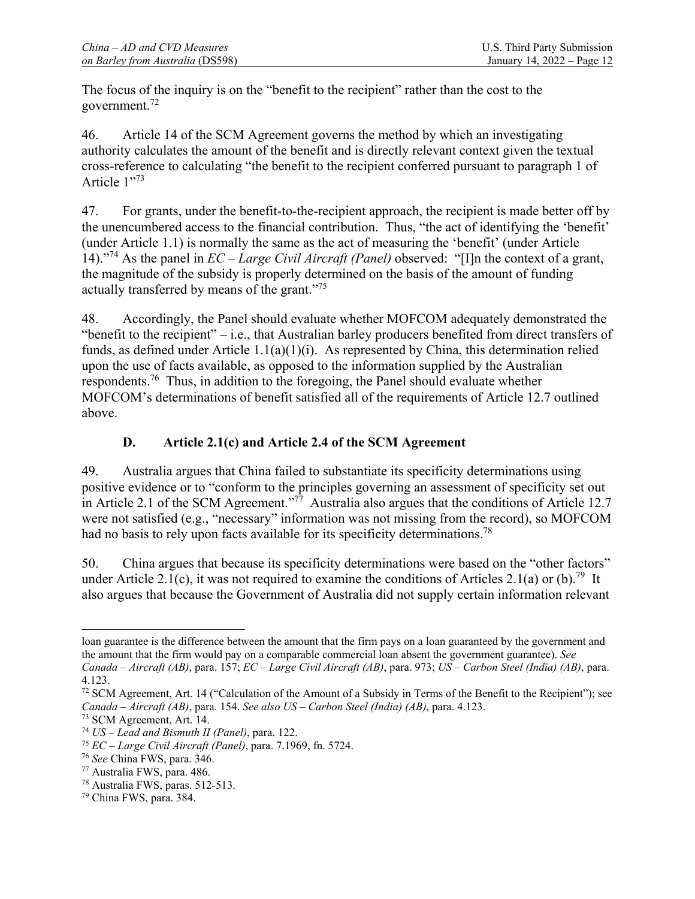The focus of the inquiry is on the "benefit to the recipient" rather than the cost to the government.[72]

46. Article 14 of the SCM Agreement governs the method by which an investigating authority calculates the amount of the benefit and is directly relevant context given the textual cross-reference to calculating "the benefit to the recipient conferred pursuant to paragraph 1 of Article 1"[73]

47. For grants, under the benefit-to-the-recipient approach, the recipient is made better off by the unencumbered access to the financial contribution. Thus, "the act of identifying the 'benefit' (under Article 1.1) is normally the same as the act of measuring the 'benefit' (under Article 14)."[74] As the panel in *EC – Large Civil Aircraft (Panel)* observed: "[I]n the context of a grant, the magnitude of the subsidy is properly determined on the basis of the amount of funding actually transferred by means of the grant."[75]

48. Accordingly, the Panel should evaluate whether MOFCOM adequately demonstrated the "benefit to the recipient" – i.e., that Australian barley producers benefited from direct transfers of funds, as defined under Article 1.1(a)(1)(i). As represented by China, this determination relied upon the use of facts available, as opposed to the information supplied by the Australian respondents.[76] Thus, in addition to the foregoing, the Panel should evaluate whether MOFCOM's determinations of benefit satisfied all of the requirements of Article 12.7 outlined above.

### D. Article 2.1(c) and Article 2.4 of the SCM Agreement

49. Australia argues that China failed to substantiate its specificity determinations using positive evidence or to "conform to the principles governing an assessment of specificity set out in Article 2.1 of the SCM Agreement."[77] Australia also argues that the conditions of Article 12.7 were not satisfied (e.g., "necessary" information was not missing from the record), so MOFCOM had no basis to rely upon facts available for its specificity determinations.[78]

50. China argues that because its specificity determinations were based on the "other factors" under Article 2.1(c), it was not required to examine the conditions of Articles 2.1(a) or (b).[79] It also argues that because the Government of Australia did not supply certain information relevant

---

loan guarantee is the difference between the amount that the firm pays on a loan guaranteed by the government and the amount that the firm would pay on a comparable commercial loan absent the government guarantee). *See Canada – Aircraft (AB)*, para. 157; *EC – Large Civil Aircraft (AB)*, para. 973; *US – Carbon Steel (India) (AB)*, para. 4.123.

[72] SCM Agreement, Art. 14 ("Calculation of the Amount of a Subsidy in Terms of the Benefit to the Recipient"); see *Canada – Aircraft (AB)*, para. 154. *See also US – Carbon Steel (India) (AB)*, para. 4.123.

[73] SCM Agreement, Art. 14.

[74] *US – Lead and Bismuth II (Panel)*, para. 122.

[75] *EC – Large Civil Aircraft (Panel)*, para. 7.1969, fn. 5724.

[76] *See* China FWS, para. 346.

[77] Australia FWS, para. 486.

[78] Australia FWS, paras. 512-513.

[79] China FWS, para. 384.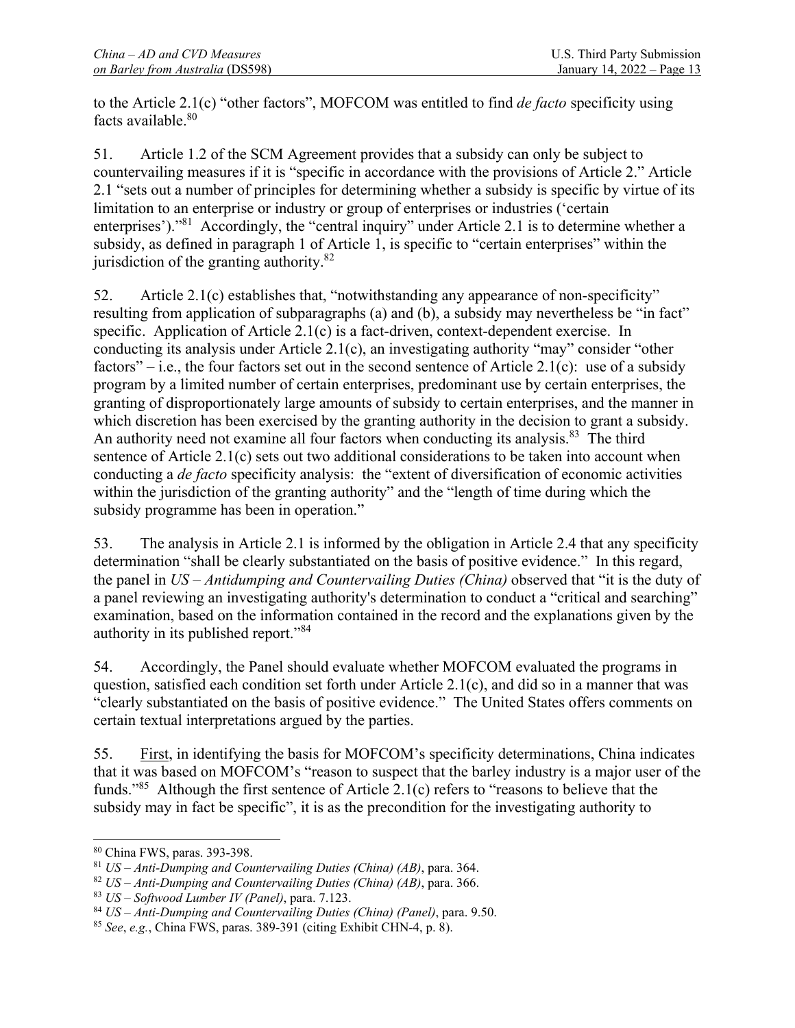to the Article 2.1(c) "other factors", MOFCOM was entitled to find *de facto* specificity using facts available.[80]

51. Article 1.2 of the SCM Agreement provides that a subsidy can only be subject to countervailing measures if it is "specific in accordance with the provisions of Article 2." Article 2.1 "sets out a number of principles for determining whether a subsidy is specific by virtue of its limitation to an enterprise or industry or group of enterprises or industries ('certain enterprises')."[81] Accordingly, the "central inquiry" under Article 2.1 is to determine whether a subsidy, as defined in paragraph 1 of Article 1, is specific to "certain enterprises" within the jurisdiction of the granting authority.[82]

52. Article 2.1(c) establishes that, "notwithstanding any appearance of non-specificity" resulting from application of subparagraphs (a) and (b), a subsidy may nevertheless be "in fact" specific. Application of Article 2.1(c) is a fact-driven, context-dependent exercise. In conducting its analysis under Article 2.1(c), an investigating authority "may" consider "other factors" – i.e., the four factors set out in the second sentence of Article 2.1(c): use of a subsidy program by a limited number of certain enterprises, predominant use by certain enterprises, the granting of disproportionately large amounts of subsidy to certain enterprises, and the manner in which discretion has been exercised by the granting authority in the decision to grant a subsidy. An authority need not examine all four factors when conducting its analysis.[83] The third sentence of Article 2.1(c) sets out two additional considerations to be taken into account when conducting a *de facto* specificity analysis: the "extent of diversification of economic activities within the jurisdiction of the granting authority" and the "length of time during which the subsidy programme has been in operation."

53. The analysis in Article 2.1 is informed by the obligation in Article 2.4 that any specificity determination "shall be clearly substantiated on the basis of positive evidence." In this regard, the panel in *US – Antidumping and Countervailing Duties (China)* observed that "it is the duty of a panel reviewing an investigating authority's determination to conduct a "critical and searching" examination, based on the information contained in the record and the explanations given by the authority in its published report."[84]

54. Accordingly, the Panel should evaluate whether MOFCOM evaluated the programs in question, satisfied each condition set forth under Article 2.1(c), and did so in a manner that was "clearly substantiated on the basis of positive evidence." The United States offers comments on certain textual interpretations argued by the parties.

55. First, in identifying the basis for MOFCOM's specificity determinations, China indicates that it was based on MOFCOM's "reason to suspect that the barley industry is a major user of the funds."[85] Although the first sentence of Article 2.1(c) refers to "reasons to believe that the subsidy may in fact be specific", it is as the precondition for the investigating authority to

---

[80] China FWS, paras. 393-398.

[81] *US – Anti-Dumping and Countervailing Duties (China) (AB)*, para. 364.

[82] *US – Anti-Dumping and Countervailing Duties (China) (AB)*, para. 366.

[83] *US – Softwood Lumber IV (Panel)*, para. 7.123.

[84] *US – Anti-Dumping and Countervailing Duties (China) (Panel)*, para. 9.50.

[85] *See*, *e.g.*, China FWS, paras. 389-391 (citing Exhibit CHN-4, p. 8).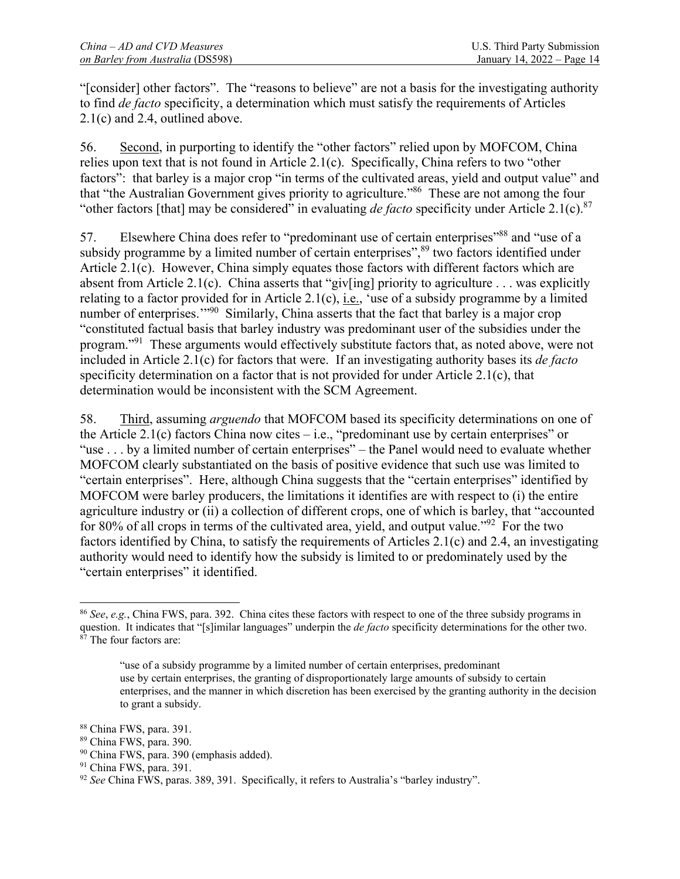"[consider] other factors". The "reasons to believe" are not a basis for the investigating authority to find *de facto* specificity, a determination which must satisfy the requirements of Articles 2.1(c) and 2.4, outlined above.

56. Second, in purporting to identify the "other factors" relied upon by MOFCOM, China relies upon text that is not found in Article 2.1(c). Specifically, China refers to two "other factors": that barley is a major crop "in terms of the cultivated areas, yield and output value" and that "the Australian Government gives priority to agriculture."[86] These are not among the four "other factors [that] may be considered" in evaluating *de facto* specificity under Article 2.1(c).[87]

57. Elsewhere China does refer to "predominant use of certain enterprises"[88] and "use of a subsidy programme by a limited number of certain enterprises",[89] two factors identified under Article 2.1(c). However, China simply equates those factors with different factors which are absent from Article 2.1(c). China asserts that "giv[ing] priority to agriculture . . . was explicitly relating to a factor provided for in Article 2.1(c), i.e., 'use of a subsidy programme by a limited number of enterprises.'"[90] Similarly, China asserts that the fact that barley is a major crop "constituted factual basis that barley industry was predominant user of the subsidies under the program."[91] These arguments would effectively substitute factors that, as noted above, were not included in Article 2.1(c) for factors that were. If an investigating authority bases its *de facto* specificity determination on a factor that is not provided for under Article 2.1(c), that determination would be inconsistent with the SCM Agreement.

58. Third, assuming *arguendo* that MOFCOM based its specificity determinations on one of the Article 2.1(c) factors China now cites – i.e., "predominant use by certain enterprises" or "use . . . by a limited number of certain enterprises" – the Panel would need to evaluate whether MOFCOM clearly substantiated on the basis of positive evidence that such use was limited to "certain enterprises". Here, although China suggests that the "certain enterprises" identified by MOFCOM were barley producers, the limitations it identifies are with respect to (i) the entire agriculture industry or (ii) a collection of different crops, one of which is barley, that "accounted for 80% of all crops in terms of the cultivated area, yield, and output value."[92] For the two factors identified by China, to satisfy the requirements of Articles 2.1(c) and 2.4, an investigating authority would need to identify how the subsidy is limited to or predominately used by the "certain enterprises" it identified.

---

[86] *See*, *e.g.*, China FWS, para. 392. China cites these factors with respect to one of the three subsidy programs in question. It indicates that "[s]imilar languages" underpin the *de facto* specificity determinations for the other two.

[87] The four factors are:

> "use of a subsidy programme by a limited number of certain enterprises, predominant use by certain enterprises, the granting of disproportionately large amounts of subsidy to certain enterprises, and the manner in which discretion has been exercised by the granting authority in the decision to grant a subsidy.

[88] China FWS, para. 391.

[89] China FWS, para. 390.

[90] China FWS, para. 390 (emphasis added).

[91] China FWS, para. 391.

[92] *See* China FWS, paras. 389, 391. Specifically, it refers to Australia's "barley industry".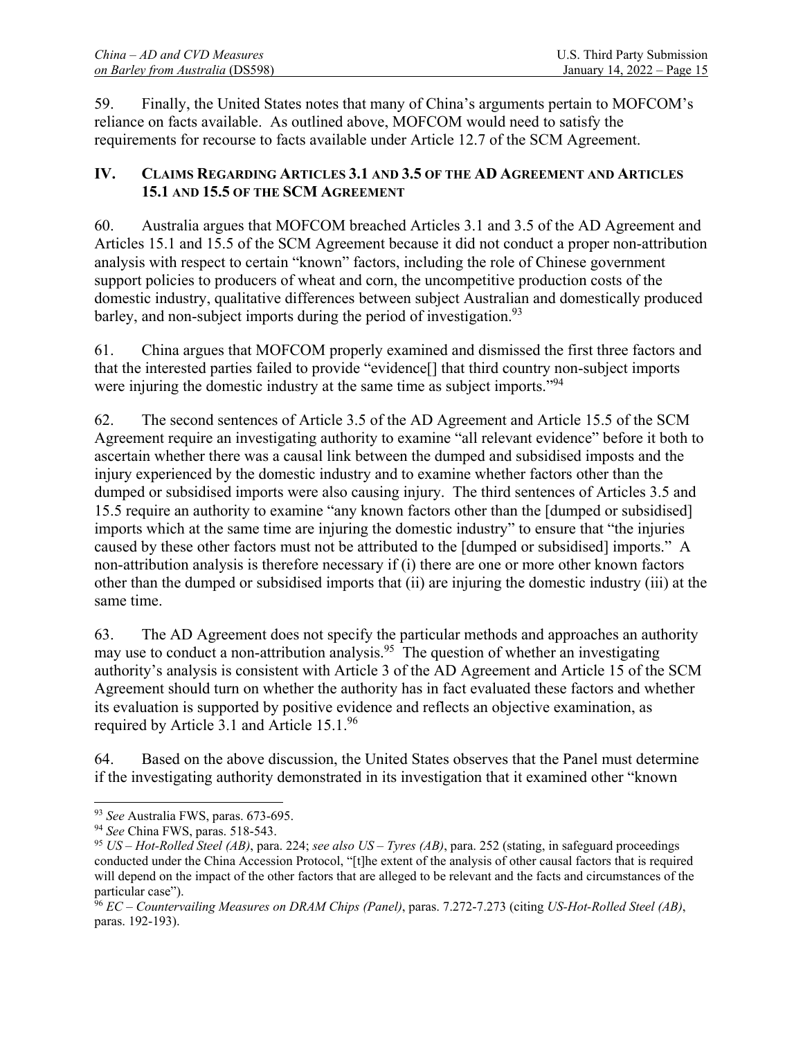59. Finally, the United States notes that many of China's arguments pertain to MOFCOM's reliance on facts available. As outlined above, MOFCOM would need to satisfy the requirements for recourse to facts available under Article 12.7 of the SCM Agreement.

## IV. Claims Regarding Articles 3.1 and 3.5 of the AD Agreement and Articles 15.1 and 15.5 of the SCM Agreement

60. Australia argues that MOFCOM breached Articles 3.1 and 3.5 of the AD Agreement and Articles 15.1 and 15.5 of the SCM Agreement because it did not conduct a proper non-attribution analysis with respect to certain "known" factors, including the role of Chinese government support policies to producers of wheat and corn, the uncompetitive production costs of the domestic industry, qualitative differences between subject Australian and domestically produced barley, and non-subject imports during the period of investigation.[93]

61. China argues that MOFCOM properly examined and dismissed the first three factors and that the interested parties failed to provide "evidence[] that third country non-subject imports were injuring the domestic industry at the same time as subject imports."[94]

62. The second sentences of Article 3.5 of the AD Agreement and Article 15.5 of the SCM Agreement require an investigating authority to examine "all relevant evidence" before it both to ascertain whether there was a causal link between the dumped and subsidised imposts and the injury experienced by the domestic industry and to examine whether factors other than the dumped or subsidised imports were also causing injury. The third sentences of Articles 3.5 and 15.5 require an authority to examine "any known factors other than the [dumped or subsidised] imports which at the same time are injuring the domestic industry" to ensure that "the injuries caused by these other factors must not be attributed to the [dumped or subsidised] imports." A non-attribution analysis is therefore necessary if (i) there are one or more other known factors other than the dumped or subsidised imports that (ii) are injuring the domestic industry (iii) at the same time.

63. The AD Agreement does not specify the particular methods and approaches an authority may use to conduct a non-attribution analysis.[95] The question of whether an investigating authority's analysis is consistent with Article 3 of the AD Agreement and Article 15 of the SCM Agreement should turn on whether the authority has in fact evaluated these factors and whether its evaluation is supported by positive evidence and reflects an objective examination, as required by Article 3.1 and Article 15.1.[96]

64. Based on the above discussion, the United States observes that the Panel must determine if the investigating authority demonstrated in its investigation that it examined other "known

---

[93] *See* Australia FWS, paras. 673-695.

[94] *See* China FWS, paras. 518-543.

[95] *US – Hot-Rolled Steel (AB)*, para. 224; *see also US – Tyres (AB)*, para. 252 (stating, in safeguard proceedings conducted under the China Accession Protocol, "[t]he extent of the analysis of other causal factors that is required will depend on the impact of the other factors that are alleged to be relevant and the facts and circumstances of the particular case").

[96] *EC – Countervailing Measures on DRAM Chips (Panel)*, paras. 7.272-7.273 (citing *US-Hot-Rolled Steel (AB)*, paras. 192-193).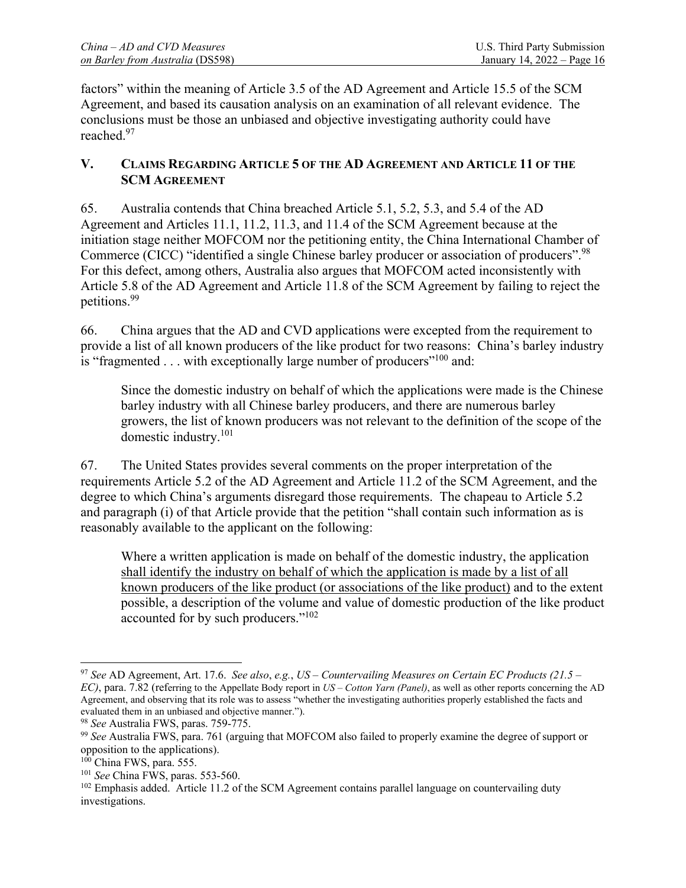factors" within the meaning of Article 3.5 of the AD Agreement and Article 15.5 of the SCM Agreement, and based its causation analysis on an examination of all relevant evidence. The conclusions must be those an unbiased and objective investigating authority could have reached.[97]

## V. Claims Regarding Article 5 of the AD Agreement and Article 11 of the SCM Agreement

65. Australia contends that China breached Article 5.1, 5.2, 5.3, and 5.4 of the AD Agreement and Articles 11.1, 11.2, 11.3, and 11.4 of the SCM Agreement because at the initiation stage neither MOFCOM nor the petitioning entity, the China International Chamber of Commerce (CICC) "identified a single Chinese barley producer or association of producers".[98] For this defect, among others, Australia also argues that MOFCOM acted inconsistently with Article 5.8 of the AD Agreement and Article 11.8 of the SCM Agreement by failing to reject the petitions.[99]

66. China argues that the AD and CVD applications were excepted from the requirement to provide a list of all known producers of the like product for two reasons: China's barley industry is "fragmented . . . with exceptionally large number of producers"[100] and:

> Since the domestic industry on behalf of which the applications were made is the Chinese barley industry with all Chinese barley producers, and there are numerous barley growers, the list of known producers was not relevant to the definition of the scope of the domestic industry.[101]

67. The United States provides several comments on the proper interpretation of the requirements Article 5.2 of the AD Agreement and Article 11.2 of the SCM Agreement, and the degree to which China's arguments disregard those requirements. The chapeau to Article 5.2 and paragraph (i) of that Article provide that the petition "shall contain such information as is reasonably available to the applicant on the following:

> Where a written application is made on behalf of the domestic industry, the application <u>shall identify the industry on behalf of which the application is made by a list of all known producers of the like product (or associations of the like product)</u> and to the extent possible, a description of the volume and value of domestic production of the like product accounted for by such producers."[102]

---

[97] *See* AD Agreement, Art. 17.6. *See also*, *e.g.*, *US – Countervailing Measures on Certain EC Products (21.5 – EC)*, para. 7.82 (referring to the Appellate Body report in *US – Cotton Yarn (Panel)*, as well as other reports concerning the AD Agreement, and observing that its role was to assess "whether the investigating authorities properly established the facts and evaluated them in an unbiased and objective manner.").

[98] *See* Australia FWS, paras. 759-775.

[99] *See* Australia FWS, para. 761 (arguing that MOFCOM also failed to properly examine the degree of support or opposition to the applications).

[100] China FWS, para. 555.

[101] *See* China FWS, paras. 553-560.

[102] Emphasis added. Article 11.2 of the SCM Agreement contains parallel language on countervailing duty investigations.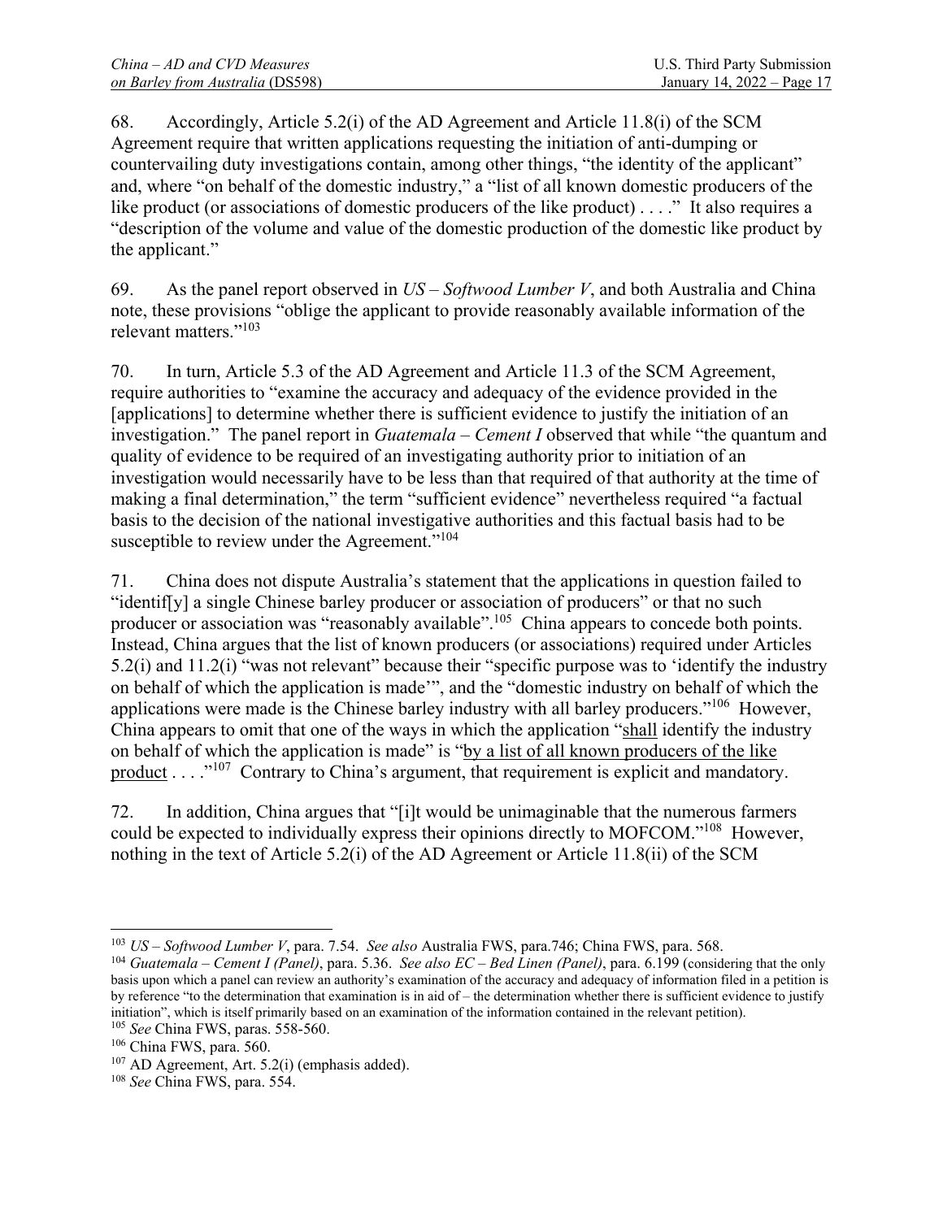68. Accordingly, Article 5.2(i) of the AD Agreement and Article 11.8(i) of the SCM Agreement require that written applications requesting the initiation of anti-dumping or countervailing duty investigations contain, among other things, "the identity of the applicant" and, where "on behalf of the domestic industry," a "list of all known domestic producers of the like product (or associations of domestic producers of the like product) . . . ." It also requires a "description of the volume and value of the domestic production of the domestic like product by the applicant."

69. As the panel report observed in *US – Softwood Lumber V*, and both Australia and China note, these provisions "oblige the applicant to provide reasonably available information of the relevant matters."[103]

70. In turn, Article 5.3 of the AD Agreement and Article 11.3 of the SCM Agreement, require authorities to "examine the accuracy and adequacy of the evidence provided in the [applications] to determine whether there is sufficient evidence to justify the initiation of an investigation." The panel report in *Guatemala – Cement I* observed that while "the quantum and quality of evidence to be required of an investigating authority prior to initiation of an investigation would necessarily have to be less than that required of that authority at the time of making a final determination," the term "sufficient evidence" nevertheless required "a factual basis to the decision of the national investigative authorities and this factual basis had to be susceptible to review under the Agreement."[104]

71. China does not dispute Australia's statement that the applications in question failed to "identif[y] a single Chinese barley producer or association of producers" or that no such producer or association was "reasonably available".[105] China appears to concede both points. Instead, China argues that the list of known producers (or associations) required under Articles 5.2(i) and 11.2(i) "was not relevant" because their "specific purpose was to 'identify the industry on behalf of which the application is made'", and the "domestic industry on behalf of which the applications were made is the Chinese barley industry with all barley producers."[106] However, China appears to omit that one of the ways in which the application "<u>shall</u> identify the industry on behalf of which the application is made" is "<u>by a list of all known producers of the like product</u> . . . ."[107] Contrary to China's argument, that requirement is explicit and mandatory.

72. In addition, China argues that "[i]t would be unimaginable that the numerous farmers could be expected to individually express their opinions directly to MOFCOM."[108] However, nothing in the text of Article 5.2(i) of the AD Agreement or Article 11.8(ii) of the SCM

---

[103] *US – Softwood Lumber V*, para. 7.54. *See also* Australia FWS, para.746; China FWS, para. 568.

[104] *Guatemala – Cement I (Panel)*, para. 5.36. *See also EC – Bed Linen (Panel)*, para. 6.199 (considering that the only basis upon which a panel can review an authority's examination of the accuracy and adequacy of information filed in a petition is by reference "to the determination that examination is in aid of – the determination whether there is sufficient evidence to justify initiation", which is itself primarily based on an examination of the information contained in the relevant petition).

[105] *See* China FWS, paras. 558-560.

[106] China FWS, para. 560.

[107] AD Agreement, Art. 5.2(i) (emphasis added).

[108] *See* China FWS, para. 554.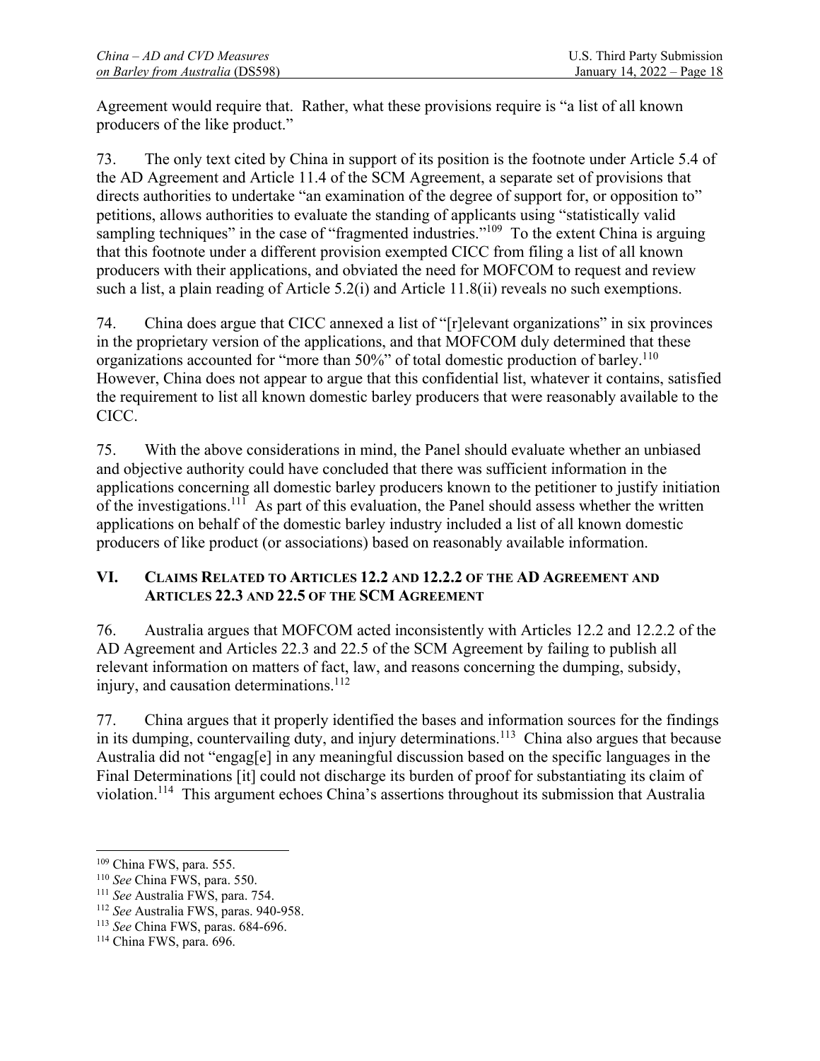Agreement would require that. Rather, what these provisions require is "a list of all known producers of the like product."

73. The only text cited by China in support of its position is the footnote under Article 5.4 of the AD Agreement and Article 11.4 of the SCM Agreement, a separate set of provisions that directs authorities to undertake "an examination of the degree of support for, or opposition to" petitions, allows authorities to evaluate the standing of applicants using "statistically valid sampling techniques" in the case of "fragmented industries."[109] To the extent China is arguing that this footnote under a different provision exempted CICC from filing a list of all known producers with their applications, and obviated the need for MOFCOM to request and review such a list, a plain reading of Article 5.2(i) and Article 11.8(ii) reveals no such exemptions.

74. China does argue that CICC annexed a list of "[r]elevant organizations" in six provinces in the proprietary version of the applications, and that MOFCOM duly determined that these organizations accounted for "more than 50%" of total domestic production of barley.[110] However, China does not appear to argue that this confidential list, whatever it contains, satisfied the requirement to list all known domestic barley producers that were reasonably available to the CICC.

75. With the above considerations in mind, the Panel should evaluate whether an unbiased and objective authority could have concluded that there was sufficient information in the applications concerning all domestic barley producers known to the petitioner to justify initiation of the investigations.[111] As part of this evaluation, the Panel should assess whether the written applications on behalf of the domestic barley industry included a list of all known domestic producers of like product (or associations) based on reasonably available information.

## VI. Claims Related to Articles 12.2 and 12.2.2 of the AD Agreement and Articles 22.3 and 22.5 of the SCM Agreement

76. Australia argues that MOFCOM acted inconsistently with Articles 12.2 and 12.2.2 of the AD Agreement and Articles 22.3 and 22.5 of the SCM Agreement by failing to publish all relevant information on matters of fact, law, and reasons concerning the dumping, subsidy, injury, and causation determinations.[112]

77. China argues that it properly identified the bases and information sources for the findings in its dumping, countervailing duty, and injury determinations.[113] China also argues that because Australia did not "engag[e] in any meaningful discussion based on the specific languages in the Final Determinations [it] could not discharge its burden of proof for substantiating its claim of violation.[114] This argument echoes China's assertions throughout its submission that Australia

---

[109] China FWS, para. 555.

[110] *See* China FWS, para. 550.

[111] *See* Australia FWS, para. 754.

[112] *See* Australia FWS, paras. 940-958.

[113] *See* China FWS, paras. 684-696.

[114] China FWS, para. 696.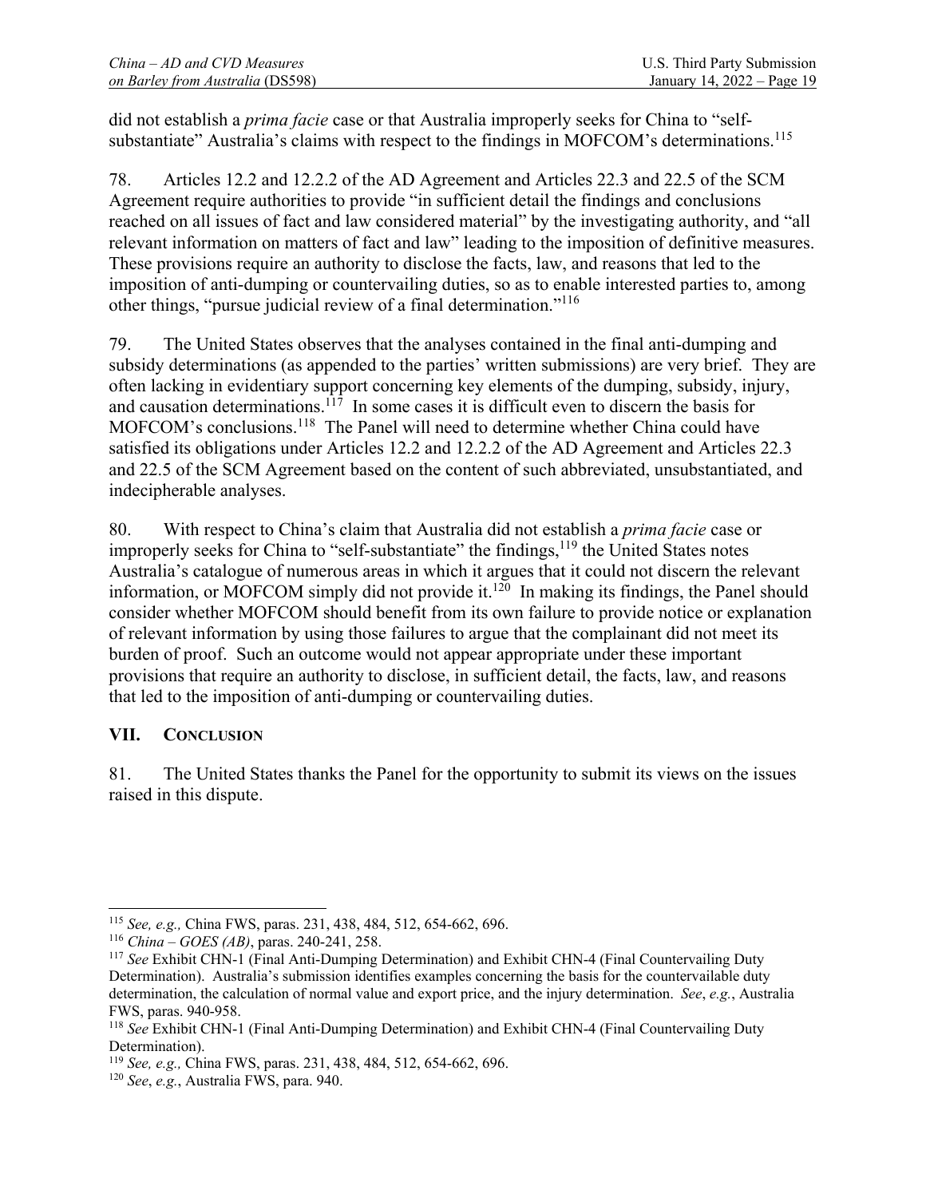did not establish a *prima facie* case or that Australia improperly seeks for China to "self-substantiate" Australia's claims with respect to the findings in MOFCOM's determinations.[115]

78. Articles 12.2 and 12.2.2 of the AD Agreement and Articles 22.3 and 22.5 of the SCM Agreement require authorities to provide "in sufficient detail the findings and conclusions reached on all issues of fact and law considered material" by the investigating authority, and "all relevant information on matters of fact and law" leading to the imposition of definitive measures. These provisions require an authority to disclose the facts, law, and reasons that led to the imposition of anti-dumping or countervailing duties, so as to enable interested parties to, among other things, "pursue judicial review of a final determination."[116]

79. The United States observes that the analyses contained in the final anti-dumping and subsidy determinations (as appended to the parties' written submissions) are very brief. They are often lacking in evidentiary support concerning key elements of the dumping, subsidy, injury, and causation determinations.[117] In some cases it is difficult even to discern the basis for MOFCOM's conclusions.[118] The Panel will need to determine whether China could have satisfied its obligations under Articles 12.2 and 12.2.2 of the AD Agreement and Articles 22.3 and 22.5 of the SCM Agreement based on the content of such abbreviated, unsubstantiated, and indecipherable analyses.

80. With respect to China's claim that Australia did not establish a *prima facie* case or improperly seeks for China to "self-substantiate" the findings,[119] the United States notes Australia's catalogue of numerous areas in which it argues that it could not discern the relevant information, or MOFCOM simply did not provide it.[120] In making its findings, the Panel should consider whether MOFCOM should benefit from its own failure to provide notice or explanation of relevant information by using those failures to argue that the complainant did not meet its burden of proof. Such an outcome would not appear appropriate under these important provisions that require an authority to disclose, in sufficient detail, the facts, law, and reasons that led to the imposition of anti-dumping or countervailing duties.

## VII. CONCLUSION

81. The United States thanks the Panel for the opportunity to submit its views on the issues raised in this dispute.

---

[115] *See, e.g.,* China FWS, paras. 231, 438, 484, 512, 654-662, 696.

[116] *China – GOES (AB)*, paras. 240-241, 258.

[117] *See* Exhibit CHN-1 (Final Anti-Dumping Determination) and Exhibit CHN-4 (Final Countervailing Duty Determination). Australia's submission identifies examples concerning the basis for the countervailable duty determination, the calculation of normal value and export price, and the injury determination. *See*, *e.g.*, Australia FWS, paras. 940-958.

[118] *See* Exhibit CHN-1 (Final Anti-Dumping Determination) and Exhibit CHN-4 (Final Countervailing Duty Determination).

[119] *See, e.g.,* China FWS, paras. 231, 438, 484, 512, 654-662, 696.

[120] *See*, *e.g.*, Australia FWS, para. 940.